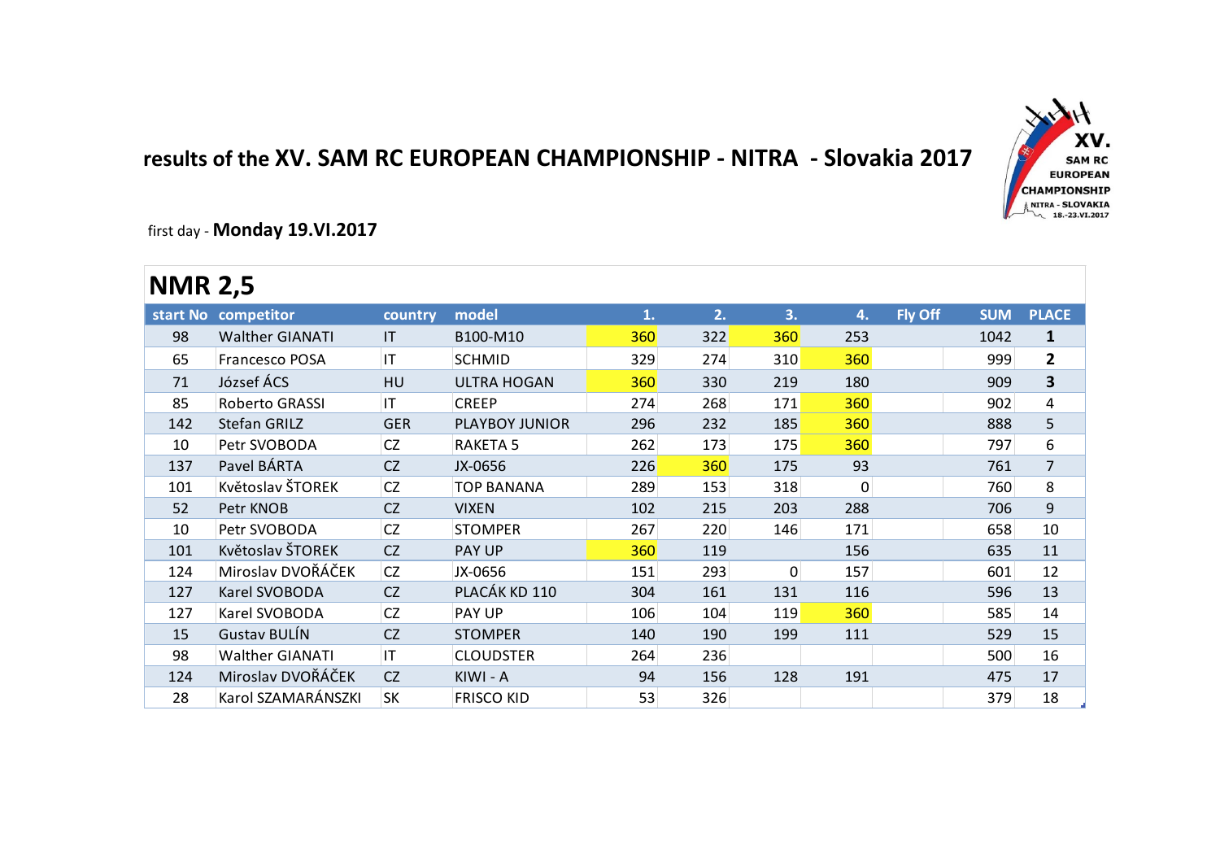# results of the XV. SAM RC EUROPEAN CHAMPIONSHIP - NITRA - Slovakia 2017

first day - **Monday 19.VI.2017**

## NMR 2,5

| start No | competitor | country | model | 1. | 2. | 3. | 4. | Fly Off | SUM | PLACE |
|---|---|---|---|---|---|---|---|---|---|---|
| 98 | Walther GIANATI | IT | B100-M10 | 360 | 322 | 360 | 253 | | 1042 | **1** |
| 65 | Francesco POSA | IT | SCHMID | 329 | 274 | 310 | 360 | | 999 | **2** |
| 71 | József ÁCS | HU | ULTRA HOGAN | 360 | 330 | 219 | 180 | | 909 | **3** |
| 85 | Roberto GRASSI | IT | CREEP | 274 | 268 | 171 | 360 | | 902 | 4 |
| 142 | Stefan GRILZ | GER | PLAYBOY JUNIOR | 296 | 232 | 185 | 360 | | 888 | 5 |
| 10 | Petr SVOBODA | CZ | RAKETA 5 | 262 | 173 | 175 | 360 | | 797 | 6 |
| 137 | Pavel BÁRTA | CZ | JX-0656 | 226 | 360 | 175 | 93 | | 761 | 7 |
| 101 | Květoslav ŠTOREK | CZ | TOP BANANA | 289 | 153 | 318 | 0 | | 760 | 8 |
| 52 | Petr KNOB | CZ | VIXEN | 102 | 215 | 203 | 288 | | 706 | 9 |
| 10 | Petr SVOBODA | CZ | STOMPER | 267 | 220 | 146 | 171 | | 658 | 10 |
| 101 | Květoslav ŠTOREK | CZ | PAY UP | 360 | 119 | | 156 | | 635 | 11 |
| 124 | Miroslav DVOŘÁČEK | CZ | JX-0656 | 151 | 293 | 0 | 157 | | 601 | 12 |
| 127 | Karel SVOBODA | CZ | PLACÁK KD 110 | 304 | 161 | 131 | 116 | | 596 | 13 |
| 127 | Karel SVOBODA | CZ | PAY UP | 106 | 104 | 119 | 360 | | 585 | 14 |
| 15 | Gustav BULÍN | CZ | STOMPER | 140 | 190 | 199 | 111 | | 529 | 15 |
| 98 | Walther GIANATI | IT | CLOUDSTER | 264 | 236 | | | | 500 | 16 |
| 124 | Miroslav DVOŘÁČEK | CZ | KIWI - A | 94 | 156 | 128 | 191 | | 475 | 17 |
| 28 | Karol SZAMARÁNSZKI | SK | FRISCO KID | 53 | 326 | | | | 379 | 18 |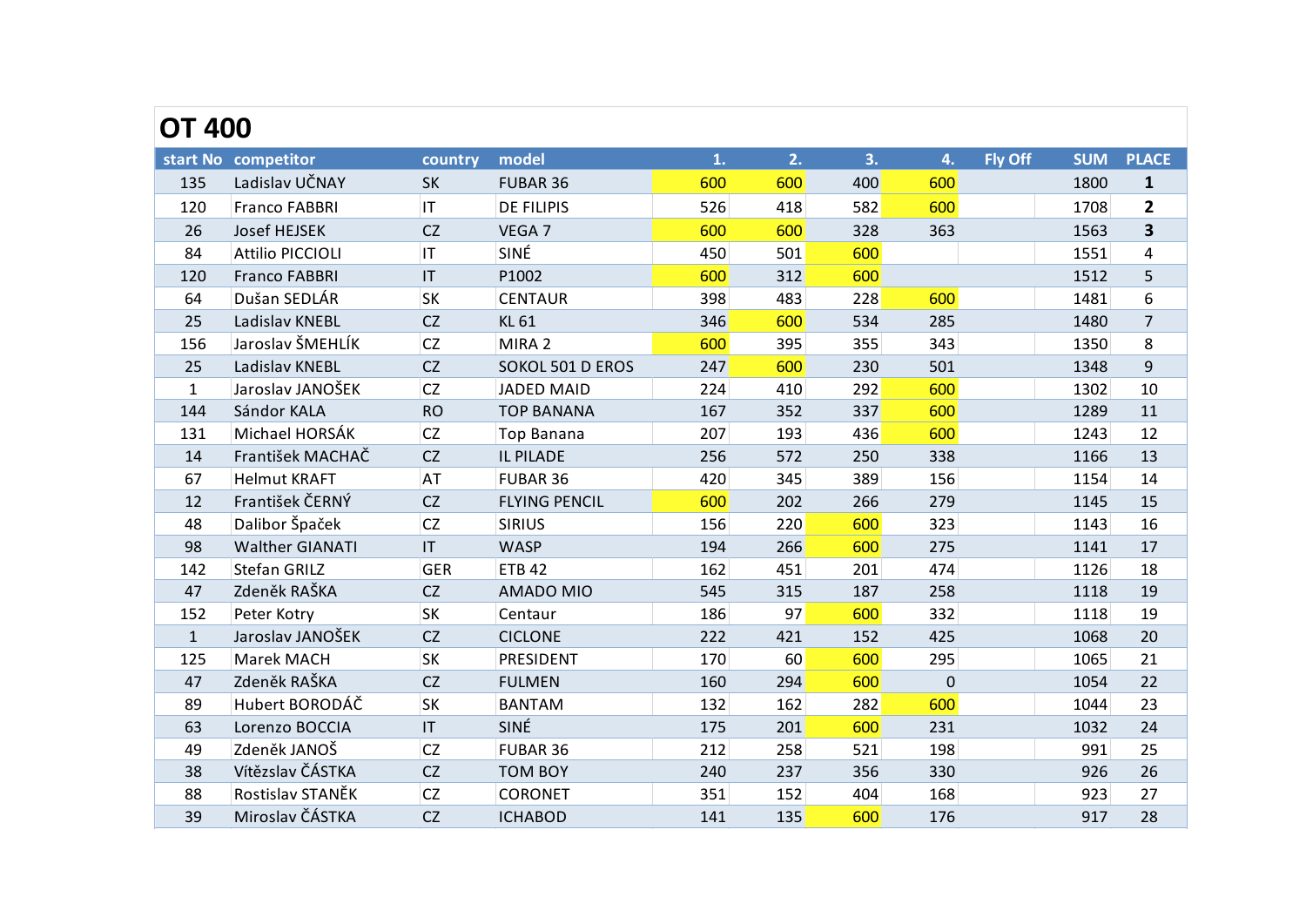# OT 400

| start No | competitor | country | model | 1. | 2. | 3. | 4. | Fly Off | SUM | PLACE |
|---|---|---|---|---|---|---|---|---|---|---|
| 135 | Ladislav UČNAY | SK | FUBAR 36 | 600 | 600 | 400 | 600 | | 1800 | **1** |
| 120 | Franco FABBRI | IT | DE FILIPIS | 526 | 418 | 582 | 600 | | 1708 | **2** |
| 26 | Josef HEJSEK | CZ | VEGA 7 | 600 | 600 | 328 | 363 | | 1563 | **3** |
| 84 | Attilio PICCIOLI | IT | SINÉ | 450 | 501 | 600 | | | 1551 | 4 |
| 120 | Franco FABBRI | IT | P1002 | 600 | 312 | 600 | | | 1512 | 5 |
| 64 | Dušan SEDLÁR | SK | CENTAUR | 398 | 483 | 228 | 600 | | 1481 | 6 |
| 25 | Ladislav KNEBL | CZ | KL 61 | 346 | 600 | 534 | 285 | | 1480 | 7 |
| 156 | Jaroslav ŠMEHLÍK | CZ | MIRA 2 | 600 | 395 | 355 | 343 | | 1350 | 8 |
| 25 | Ladislav KNEBL | CZ | SOKOL 501 D EROS | 247 | 600 | 230 | 501 | | 1348 | 9 |
| 1 | Jaroslav JANOŠEK | CZ | JADED MAID | 224 | 410 | 292 | 600 | | 1302 | 10 |
| 144 | Sándor KALA | RO | TOP BANANA | 167 | 352 | 337 | 600 | | 1289 | 11 |
| 131 | Michael HORSÁK | CZ | Top Banana | 207 | 193 | 436 | 600 | | 1243 | 12 |
| 14 | František MACHAČ | CZ | IL PILADE | 256 | 572 | 250 | 338 | | 1166 | 13 |
| 67 | Helmut KRAFT | AT | FUBAR 36 | 420 | 345 | 389 | 156 | | 1154 | 14 |
| 12 | František ČERNÝ | CZ | FLYING PENCIL | 600 | 202 | 266 | 279 | | 1145 | 15 |
| 48 | Dalibor Špaček | CZ | SIRIUS | 156 | 220 | 600 | 323 | | 1143 | 16 |
| 98 | Walther GIANATI | IT | WASP | 194 | 266 | 600 | 275 | | 1141 | 17 |
| 142 | Stefan GRILZ | GER | ETB 42 | 162 | 451 | 201 | 474 | | 1126 | 18 |
| 47 | Zdeněk RAŠKA | CZ | AMADO MIO | 545 | 315 | 187 | 258 | | 1118 | 19 |
| 152 | Peter Kotry | SK | Centaur | 186 | 97 | 600 | 332 | | 1118 | 19 |
| 1 | Jaroslav JANOŠEK | CZ | CICLONE | 222 | 421 | 152 | 425 | | 1068 | 20 |
| 125 | Marek MACH | SK | PRESIDENT | 170 | 60 | 600 | 295 | | 1065 | 21 |
| 47 | Zdeněk RAŠKA | CZ | FULMEN | 160 | 294 | 600 | 0 | | 1054 | 22 |
| 89 | Hubert BORODÁČ | SK | BANTAM | 132 | 162 | 282 | 600 | | 1044 | 23 |
| 63 | Lorenzo BOCCIA | IT | SINÉ | 175 | 201 | 600 | 231 | | 1032 | 24 |
| 49 | Zdeněk JANOŠ | CZ | FUBAR 36 | 212 | 258 | 521 | 198 | | 991 | 25 |
| 38 | Vítězslav ČÁSTKA | CZ | TOM BOY | 240 | 237 | 356 | 330 | | 926 | 26 |
| 88 | Rostislav STANĚK | CZ | CORONET | 351 | 152 | 404 | 168 | | 923 | 27 |
| 39 | Miroslav ČÁSTKA | CZ | ICHABOD | 141 | 135 | 600 | 176 | | 917 | 28 |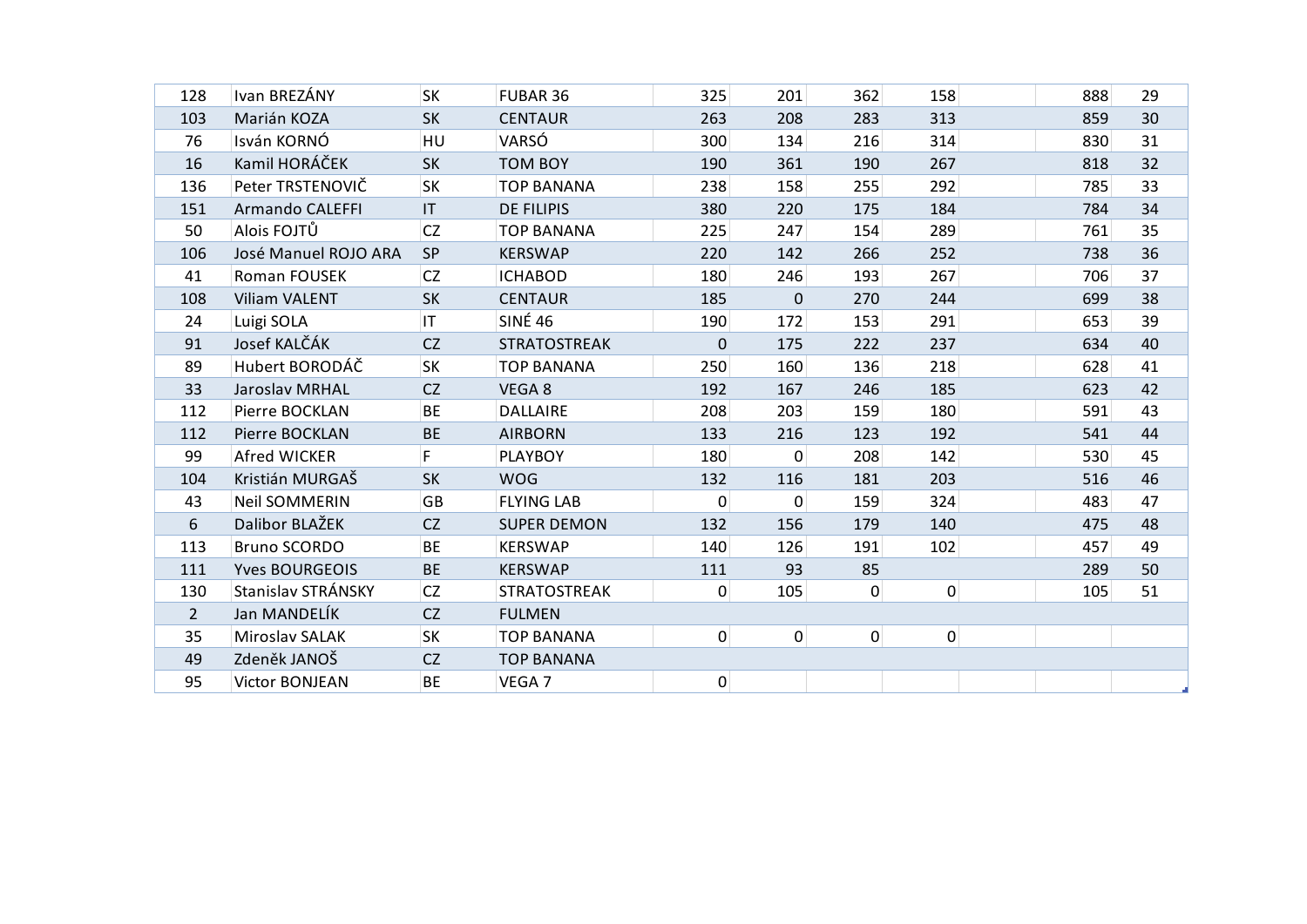| | | | | | | | | | | |
|---|---|---|---|---|---|---|---|---|---|---|
| 128 | Ivan BREZÁNY | SK | FUBAR 36 | 325 | 201 | 362 | 158 | | 888 | 29 |
| 103 | Marián KOZA | SK | CENTAUR | 263 | 208 | 283 | 313 | | 859 | 30 |
| 76 | Isván KORNÓ | HU | VARSÓ | 300 | 134 | 216 | 314 | | 830 | 31 |
| 16 | Kamil HORÁČEK | SK | TOM BOY | 190 | 361 | 190 | 267 | | 818 | 32 |
| 136 | Peter TRSTENOVIČ | SK | TOP BANANA | 238 | 158 | 255 | 292 | | 785 | 33 |
| 151 | Armando CALEFFI | IT | DE FILIPIS | 380 | 220 | 175 | 184 | | 784 | 34 |
| 50 | Alois FOJTŮ | CZ | TOP BANANA | 225 | 247 | 154 | 289 | | 761 | 35 |
| 106 | José Manuel ROJO ARA | SP | KERSWAP | 220 | 142 | 266 | 252 | | 738 | 36 |
| 41 | Roman FOUSEK | CZ | ICHABOD | 180 | 246 | 193 | 267 | | 706 | 37 |
| 108 | Viliam VALENT | SK | CENTAUR | 185 | 0 | 270 | 244 | | 699 | 38 |
| 24 | Luigi SOLA | IT | SINÉ 46 | 190 | 172 | 153 | 291 | | 653 | 39 |
| 91 | Josef KALČÁK | CZ | STRATOSTREAK | 0 | 175 | 222 | 237 | | 634 | 40 |
| 89 | Hubert BORODÁČ | SK | TOP BANANA | 250 | 160 | 136 | 218 | | 628 | 41 |
| 33 | Jaroslav MRHAL | CZ | VEGA 8 | 192 | 167 | 246 | 185 | | 623 | 42 |
| 112 | Pierre BOCKLAN | BE | DALLAIRE | 208 | 203 | 159 | 180 | | 591 | 43 |
| 112 | Pierre BOCKLAN | BE | AIRBORN | 133 | 216 | 123 | 192 | | 541 | 44 |
| 99 | Afred WICKER | F | PLAYBOY | 180 | 0 | 208 | 142 | | 530 | 45 |
| 104 | Kristián MURGAŠ | SK | WOG | 132 | 116 | 181 | 203 | | 516 | 46 |
| 43 | Neil SOMMERIN | GB | FLYING LAB | 0 | 0 | 159 | 324 | | 483 | 47 |
| 6 | Dalibor BLAŽEK | CZ | SUPER DEMON | 132 | 156 | 179 | 140 | | 475 | 48 |
| 113 | Bruno SCORDO | BE | KERSWAP | 140 | 126 | 191 | 102 | | 457 | 49 |
| 111 | Yves BOURGEOIS | BE | KERSWAP | 111 | 93 | 85 | | | 289 | 50 |
| 130 | Stanislav STRÁNSKY | CZ | STRATOSTREAK | 0 | 105 | 0 | 0 | | 105 | 51 |
| 2 | Jan MANDELÍK | CZ | FULMEN | | | | | | | |
| 35 | Miroslav SALAK | SK | TOP BANANA | 0 | 0 | 0 | 0 | | | |
| 49 | Zdeněk JANOŠ | CZ | TOP BANANA | | | | | | | |
| 95 | Victor BONJEAN | BE | VEGA 7 | 0 | | | | | | |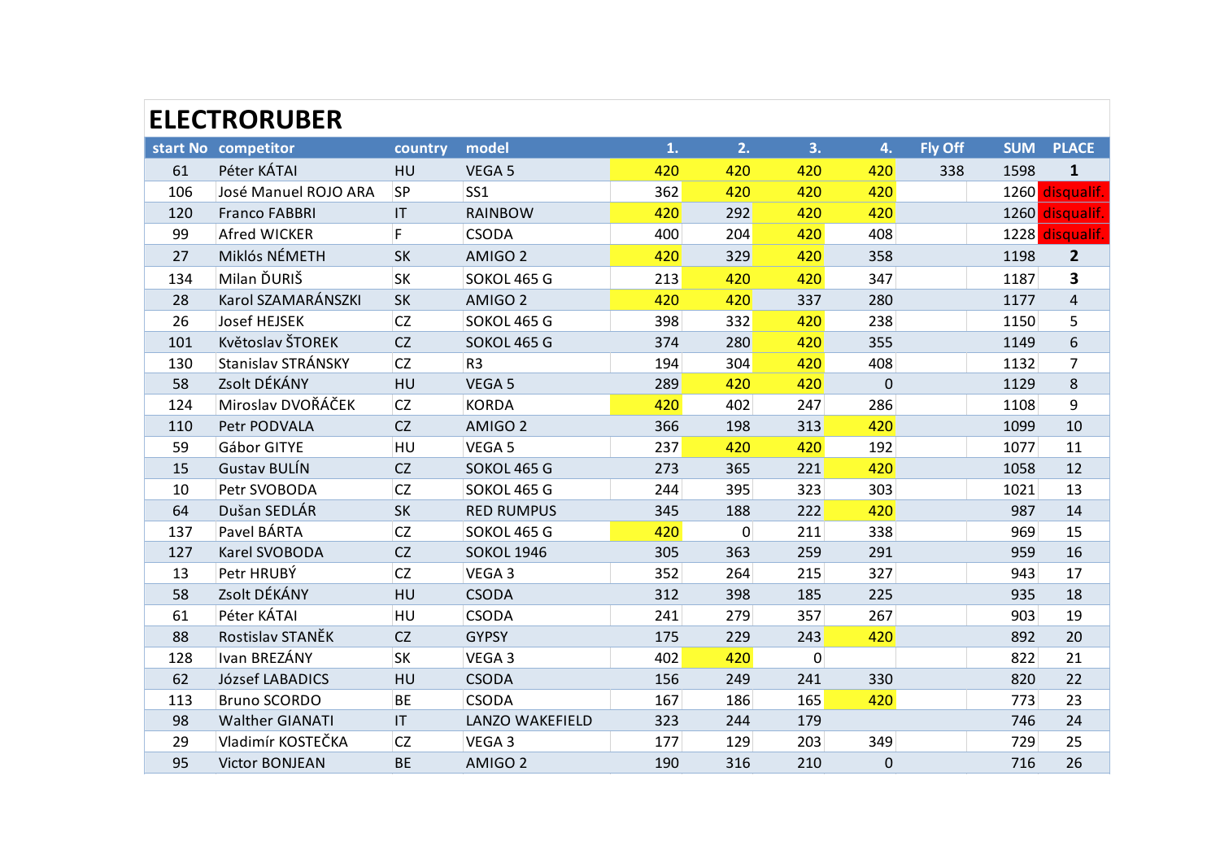# ELECTRORUBER

| start No | competitor | country | model | 1. | 2. | 3. | 4. | Fly Off | SUM | PLACE |
|---|---|---|---|---|---|---|---|---|---|---|
| 61 | Péter KÁTAI | HU | VEGA 5 | 420 | 420 | 420 | 420 | 338 | 1598 | **1** |
| 106 | José Manuel ROJO ARA | SP | SS1 | 362 | 420 | 420 | 420 | | 1260 | disqualif. |
| 120 | Franco FABBRI | IT | RAINBOW | 420 | 292 | 420 | 420 | | 1260 | disqualif. |
| 99 | Afred WICKER | F | CSODA | 400 | 204 | 420 | 408 | | 1228 | disqualif. |
| 27 | Miklós NÉMETH | SK | AMIGO 2 | 420 | 329 | 420 | 358 | | 1198 | **2** |
| 134 | Milan ĎURIŠ | SK | SOKOL 465 G | 213 | 420 | 420 | 347 | | 1187 | **3** |
| 28 | Karol SZAMARÁNSZKI | SK | AMIGO 2 | 420 | 420 | 337 | 280 | | 1177 | 4 |
| 26 | Josef HEJSEK | CZ | SOKOL 465 G | 398 | 332 | 420 | 238 | | 1150 | 5 |
| 101 | Květoslav ŠTOREK | CZ | SOKOL 465 G | 374 | 280 | 420 | 355 | | 1149 | 6 |
| 130 | Stanislav STRÁNSKY | CZ | R3 | 194 | 304 | 420 | 408 | | 1132 | 7 |
| 58 | Zsolt DÉKÁNY | HU | VEGA 5 | 289 | 420 | 420 | 0 | | 1129 | 8 |
| 124 | Miroslav DVOŘÁČEK | CZ | KORDA | 420 | 402 | 247 | 286 | | 1108 | 9 |
| 110 | Petr PODVALA | CZ | AMIGO 2 | 366 | 198 | 313 | 420 | | 1099 | 10 |
| 59 | Gábor GITYE | HU | VEGA 5 | 237 | 420 | 420 | 192 | | 1077 | 11 |
| 15 | Gustav BULÍN | CZ | SOKOL 465 G | 273 | 365 | 221 | 420 | | 1058 | 12 |
| 10 | Petr SVOBODA | CZ | SOKOL 465 G | 244 | 395 | 323 | 303 | | 1021 | 13 |
| 64 | Dušan SEDLÁR | SK | RED RUMPUS | 345 | 188 | 222 | 420 | | 987 | 14 |
| 137 | Pavel BÁRTA | CZ | SOKOL 465 G | 420 | 0 | 211 | 338 | | 969 | 15 |
| 127 | Karel SVOBODA | CZ | SOKOL 1946 | 305 | 363 | 259 | 291 | | 959 | 16 |
| 13 | Petr HRUBÝ | CZ | VEGA 3 | 352 | 264 | 215 | 327 | | 943 | 17 |
| 58 | Zsolt DÉKÁNY | HU | CSODA | 312 | 398 | 185 | 225 | | 935 | 18 |
| 61 | Péter KÁTAI | HU | CSODA | 241 | 279 | 357 | 267 | | 903 | 19 |
| 88 | Rostislav STANĚK | CZ | GYPSY | 175 | 229 | 243 | 420 | | 892 | 20 |
| 128 | Ivan BREZÁNY | SK | VEGA 3 | 402 | 420 | 0 | | | 822 | 21 |
| 62 | József LABADICS | HU | CSODA | 156 | 249 | 241 | 330 | | 820 | 22 |
| 113 | Bruno SCORDO | BE | CSODA | 167 | 186 | 165 | 420 | | 773 | 23 |
| 98 | Walther GIANATI | IT | LANZO WAKEFIELD | 323 | 244 | 179 | | | 746 | 24 |
| 29 | Vladimír KOSTEČKA | CZ | VEGA 3 | 177 | 129 | 203 | 349 | | 729 | 25 |
| 95 | Victor BONJEAN | BE | AMIGO 2 | 190 | 316 | 210 | 0 | | 716 | 26 |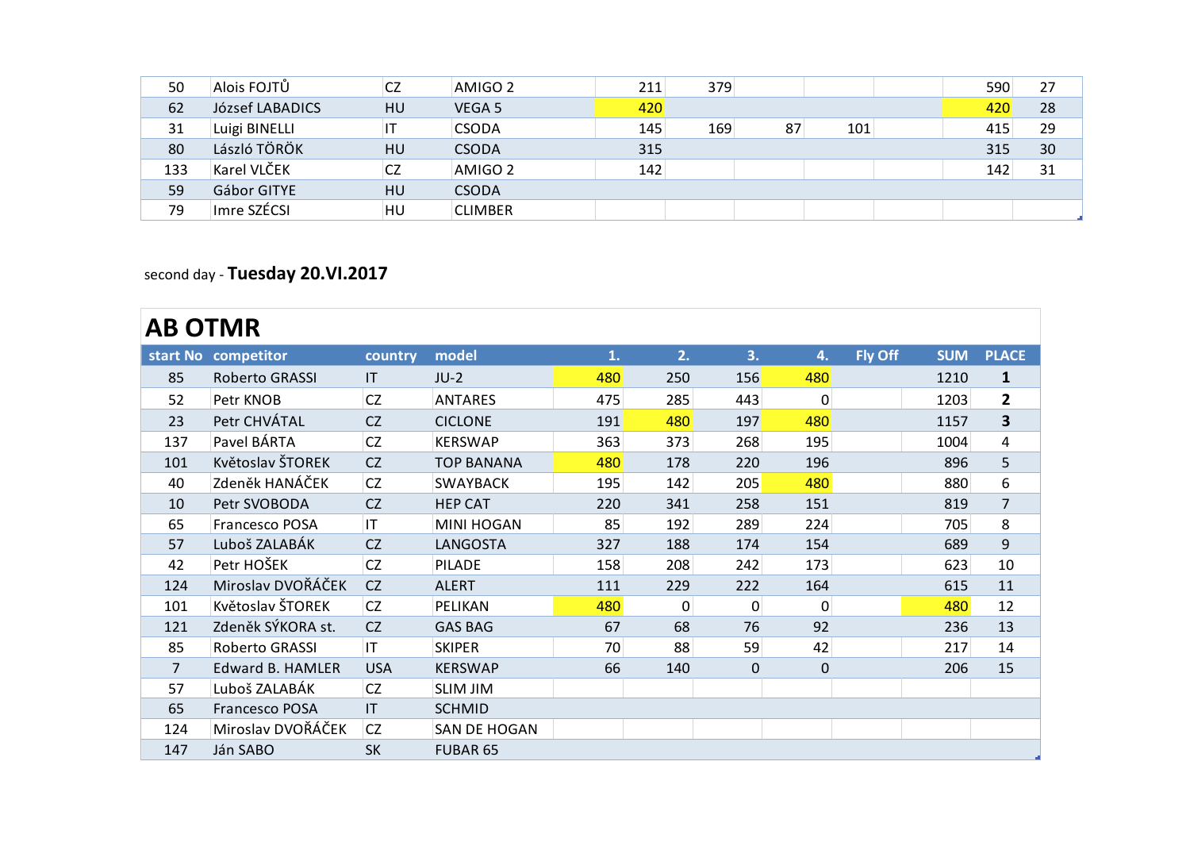| start No | competitor | country | model | 1. | 2. | 3. | 4. | Fly Off | SUM | PLACE |
|---|---|---|---|---|---|---|---|---|---|---|
| 50 | Alois FOJTŮ | CZ | AMIGO 2 | 211 | 379 | | | | 590 | 27 |
| 62 | József LABADICS | HU | VEGA 5 | 420 | | | | | 420 | 28 |
| 31 | Luigi BINELLI | IT | CSODA | 145 | 169 | 87 | 101 | | 415 | 29 |
| 80 | László TÖRÖK | HU | CSODA | 315 | | | | | 315 | 30 |
| 133 | Karel VLČEK | CZ | AMIGO 2 | 142 | | | | | 142 | 31 |
| 59 | Gábor GITYE | HU | CSODA | | | | | | | |
| 79 | Imre SZÉCSI | HU | CLIMBER | | | | | | | |

second day - **Tuesday 20.VI.2017**

## AB OTMR

| start No | competitor | country | model | 1. | 2. | 3. | 4. | Fly Off | SUM | PLACE |
|---|---|---|---|---|---|---|---|---|---|---|
| 85 | Roberto GRASSI | IT | JU-2 | 480 | 250 | 156 | 480 | | 1210 | **1** |
| 52 | Petr KNOB | CZ | ANTARES | 475 | 285 | 443 | 0 | | 1203 | **2** |
| 23 | Petr CHVÁTAL | CZ | CICLONE | 191 | 480 | 197 | 480 | | 1157 | **3** |
| 137 | Pavel BÁRTA | CZ | KERSWAP | 363 | 373 | 268 | 195 | | 1004 | 4 |
| 101 | Květoslav ŠTOREK | CZ | TOP BANANA | 480 | 178 | 220 | 196 | | 896 | 5 |
| 40 | Zdeněk HANÁČEK | CZ | SWAYBACK | 195 | 142 | 205 | 480 | | 880 | 6 |
| 10 | Petr SVOBODA | CZ | HEP CAT | 220 | 341 | 258 | 151 | | 819 | 7 |
| 65 | Francesco POSA | IT | MINI HOGAN | 85 | 192 | 289 | 224 | | 705 | 8 |
| 57 | Luboš ZALABÁK | CZ | LANGOSTA | 327 | 188 | 174 | 154 | | 689 | 9 |
| 42 | Petr HOŠEK | CZ | PILADE | 158 | 208 | 242 | 173 | | 623 | 10 |
| 124 | Miroslav DVOŘÁČEK | CZ | ALERT | 111 | 229 | 222 | 164 | | 615 | 11 |
| 101 | Květoslav ŠTOREK | CZ | PELIKAN | 480 | 0 | 0 | 0 | | 480 | 12 |
| 121 | Zdeněk SÝKORA st. | CZ | GAS BAG | 67 | 68 | 76 | 92 | | 236 | 13 |
| 85 | Roberto GRASSI | IT | SKIPER | 70 | 88 | 59 | 42 | | 217 | 14 |
| 7 | Edward B. HAMLER | USA | KERSWAP | 66 | 140 | 0 | 0 | | 206 | 15 |
| 57 | Luboš ZALABÁK | CZ | SLIM JIM | | | | | | | |
| 65 | Francesco POSA | IT | SCHMID | | | | | | | |
| 124 | Miroslav DVOŘÁČEK | CZ | SAN DE HOGAN | | | | | | | |
| 147 | Ján SABO | SK | FUBAR 65 | | | | | | | |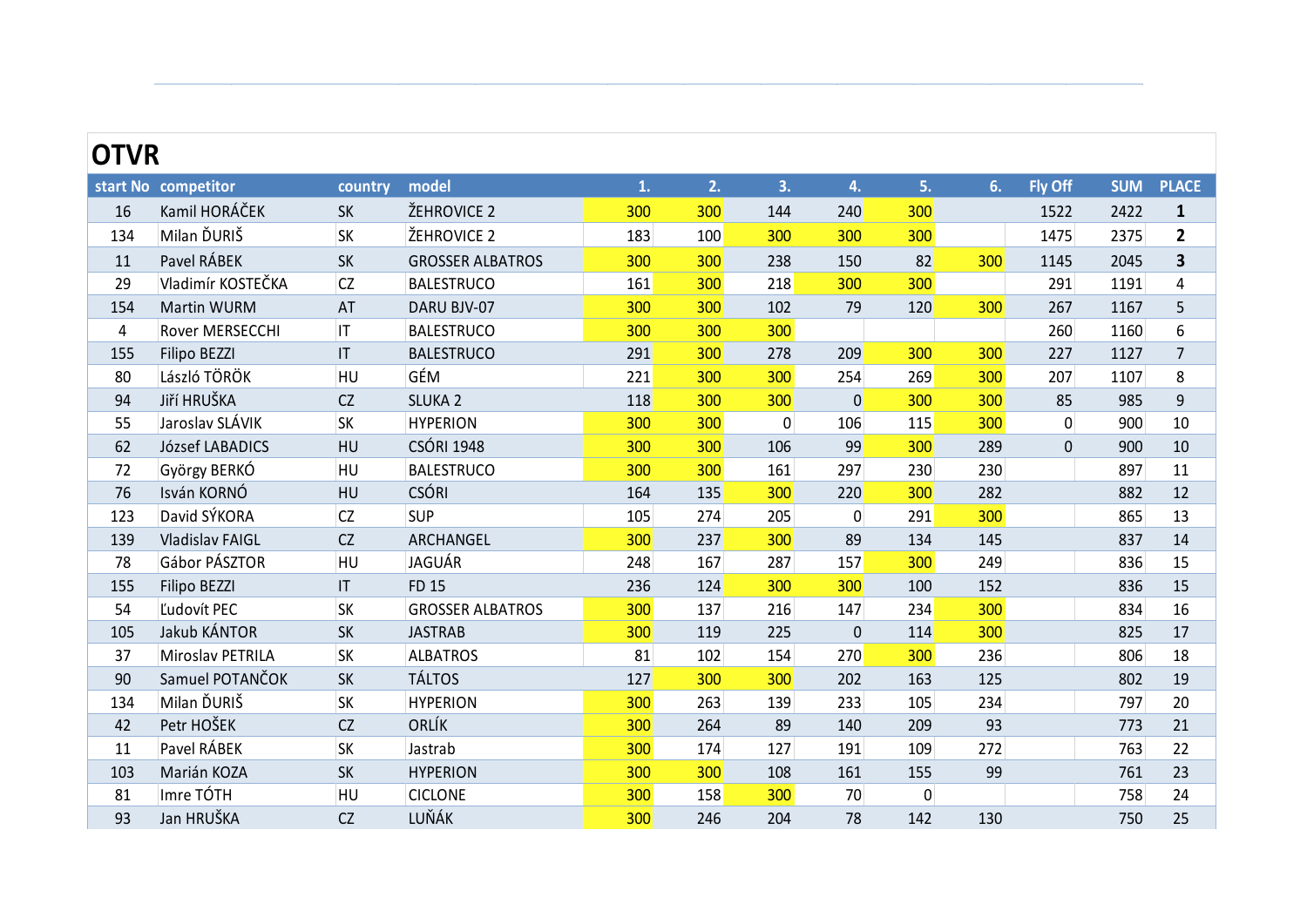# OTVR

| start No | competitor | country | model | 1. | 2. | 3. | 4. | 5. | 6. | Fly Off | SUM | PLACE |
|---|---|---|---|---|---|---|---|---|---|---|---|---|
| 16 | Kamil HORÁČEK | SK | ŽEHROVICE 2 | 300 | 300 | 144 | 240 | 300 | | 1522 | 2422 | **1** |
| 134 | Milan ĎURIŠ | SK | ŽEHROVICE 2 | 183 | 100 | 300 | 300 | 300 | | 1475 | 2375 | **2** |
| 11 | Pavel RÁBEK | SK | GROSSER ALBATROS | 300 | 300 | 238 | 150 | 82 | 300 | 1145 | 2045 | **3** |
| 29 | Vladimír KOSTEČKA | CZ | BALESTRUCO | 161 | 300 | 218 | 300 | 300 | | 291 | 1191 | 4 |
| 154 | Martin WURM | AT | DARU BJV-07 | 300 | 300 | 102 | 79 | 120 | 300 | 267 | 1167 | 5 |
| 4 | Rover MERSECCHI | IT | BALESTRUCO | 300 | 300 | 300 | | | | 260 | 1160 | 6 |
| 155 | Filipo BEZZI | IT | BALESTRUCO | 291 | 300 | 278 | 209 | 300 | 300 | 227 | 1127 | 7 |
| 80 | László TÖRÖK | HU | GÉM | 221 | 300 | 300 | 254 | 269 | 300 | 207 | 1107 | 8 |
| 94 | Jiří HRUŠKA | CZ | SLUKA 2 | 118 | 300 | 300 | 0 | 300 | 300 | 85 | 985 | 9 |
| 55 | Jaroslav SLÁVIK | SK | HYPERION | 300 | 300 | 0 | 106 | 115 | 300 | 0 | 900 | 10 |
| 62 | József LABADICS | HU | CSÓRI 1948 | 300 | 300 | 106 | 99 | 300 | 289 | 0 | 900 | 10 |
| 72 | György BERKÓ | HU | BALESTRUCO | 300 | 300 | 161 | 297 | 230 | 230 | | 897 | 11 |
| 76 | Isván KORNÓ | HU | CSÓRI | 164 | 135 | 300 | 220 | 300 | 282 | | 882 | 12 |
| 123 | David SÝKORA | CZ | SUP | 105 | 274 | 205 | 0 | 291 | 300 | | 865 | 13 |
| 139 | Vladislav FAIGL | CZ | ARCHANGEL | 300 | 237 | 300 | 89 | 134 | 145 | | 837 | 14 |
| 78 | Gábor PÁSZTOR | HU | JAGUÁR | 248 | 167 | 287 | 157 | 300 | 249 | | 836 | 15 |
| 155 | Filipo BEZZI | IT | FD 15 | 236 | 124 | 300 | 300 | 100 | 152 | | 836 | 15 |
| 54 | Ľudovít PEC | SK | GROSSER ALBATROS | 300 | 137 | 216 | 147 | 234 | 300 | | 834 | 16 |
| 105 | Jakub KÁNTOR | SK | JASTRAB | 300 | 119 | 225 | 0 | 114 | 300 | | 825 | 17 |
| 37 | Miroslav PETRILA | SK | ALBATROS | 81 | 102 | 154 | 270 | 300 | 236 | | 806 | 18 |
| 90 | Samuel POTANČOK | SK | TÁLTOS | 127 | 300 | 300 | 202 | 163 | 125 | | 802 | 19 |
| 134 | Milan ĎURIŠ | SK | HYPERION | 300 | 263 | 139 | 233 | 105 | 234 | | 797 | 20 |
| 42 | Petr HOŠEK | CZ | ORLÍK | 300 | 264 | 89 | 140 | 209 | 93 | | 773 | 21 |
| 11 | Pavel RÁBEK | SK | Jastrab | 300 | 174 | 127 | 191 | 109 | 272 | | 763 | 22 |
| 103 | Marián KOZA | SK | HYPERION | 300 | 300 | 108 | 161 | 155 | 99 | | 761 | 23 |
| 81 | Imre TÓTH | HU | CICLONE | 300 | 158 | 300 | 70 | 0 | | | 758 | 24 |
| 93 | Jan HRUŠKA | CZ | LUŇÁK | 300 | 246 | 204 | 78 | 142 | 130 | | 750 | 25 |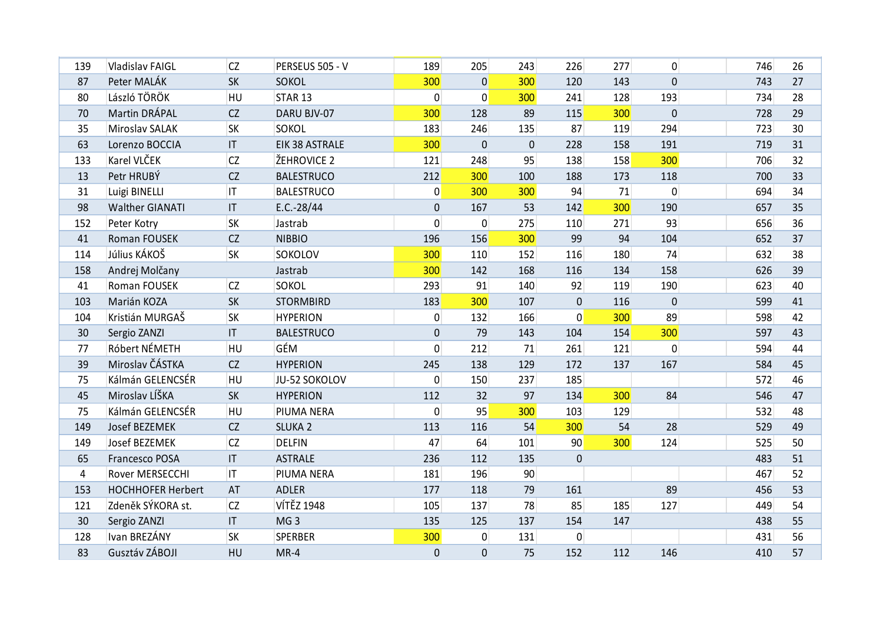| | | | | | | | | | | | | |
|---|---|---|---|---|---|---|---|---|---|---|---|---|
| 139 | Vladislav FAIGL | CZ | PERSEUS 505 - V | 189 | 205 | 243 | 226 | 277 | 0 | | 746 | 26 |
| 87 | Peter MALÁK | SK | SOKOL | 300 | 0 | 300 | 120 | 143 | 0 | | 743 | 27 |
| 80 | László TÖRÖK | HU | STAR 13 | 0 | 0 | 300 | 241 | 128 | 193 | | 734 | 28 |
| 70 | Martin DRÁPAL | CZ | DARU BJV-07 | 300 | 128 | 89 | 115 | 300 | 0 | | 728 | 29 |
| 35 | Miroslav SALAK | SK | SOKOL | 183 | 246 | 135 | 87 | 119 | 294 | | 723 | 30 |
| 63 | Lorenzo BOCCIA | IT | EIK 38 ASTRALE | 300 | 0 | 0 | 228 | 158 | 191 | | 719 | 31 |
| 133 | Karel VLČEK | CZ | ŽEHROVICE 2 | 121 | 248 | 95 | 138 | 158 | 300 | | 706 | 32 |
| 13 | Petr HRUBÝ | CZ | BALESTRUCO | 212 | 300 | 100 | 188 | 173 | 118 | | 700 | 33 |
| 31 | Luigi BINELLI | IT | BALESTRUCO | 0 | 300 | 300 | 94 | 71 | 0 | | 694 | 34 |
| 98 | Walther GIANATI | IT | E.C.-28/44 | 0 | 167 | 53 | 142 | 300 | 190 | | 657 | 35 |
| 152 | Peter Kotry | SK | Jastrab | 0 | 0 | 275 | 110 | 271 | 93 | | 656 | 36 |
| 41 | Roman FOUSEK | CZ | NIBBIO | 196 | 156 | 300 | 99 | 94 | 104 | | 652 | 37 |
| 114 | Július KÁKOŠ | SK | SOKOLOV | 300 | 110 | 152 | 116 | 180 | 74 | | 632 | 38 |
| 158 | Andrej Molčany | | Jastrab | 300 | 142 | 168 | 116 | 134 | 158 | | 626 | 39 |
| 41 | Roman FOUSEK | CZ | SOKOL | 293 | 91 | 140 | 92 | 119 | 190 | | 623 | 40 |
| 103 | Marián KOZA | SK | STORMBIRD | 183 | 300 | 107 | 0 | 116 | 0 | | 599 | 41 |
| 104 | Kristián MURGAŠ | SK | HYPERION | 0 | 132 | 166 | 0 | 300 | 89 | | 598 | 42 |
| 30 | Sergio ZANZI | IT | BALESTRUCO | 0 | 79 | 143 | 104 | 154 | 300 | | 597 | 43 |
| 77 | Róbert NÉMETH | HU | GÉM | 0 | 212 | 71 | 261 | 121 | 0 | | 594 | 44 |
| 39 | Miroslav ČÁSTKA | CZ | HYPERION | 245 | 138 | 129 | 172 | 137 | 167 | | 584 | 45 |
| 75 | Kálmán GELENCSÉR | HU | JU-52 SOKOLOV | 0 | 150 | 237 | 185 | | | | 572 | 46 |
| 45 | Miroslav LÍŠKA | SK | HYPERION | 112 | 32 | 97 | 134 | 300 | 84 | | 546 | 47 |
| 75 | Kálmán GELENCSÉR | HU | PIUMA NERA | 0 | 95 | 300 | 103 | 129 | | | 532 | 48 |
| 149 | Josef BEZEMEK | CZ | SLUKA 2 | 113 | 116 | 54 | 300 | 54 | 28 | | 529 | 49 |
| 149 | Josef BEZEMEK | CZ | DELFIN | 47 | 64 | 101 | 90 | 300 | 124 | | 525 | 50 |
| 65 | Francesco POSA | IT | ASTRALE | 236 | 112 | 135 | 0 | | | | 483 | 51 |
| 4 | Rover MERSECCHI | IT | PIUMA NERA | 181 | 196 | 90 | | | | | 467 | 52 |
| 153 | HOCHHOFER Herbert | AT | ADLER | 177 | 118 | 79 | 161 | | 89 | | 456 | 53 |
| 121 | Zdeněk SÝKORA st. | CZ | VÍTĚZ 1948 | 105 | 137 | 78 | 85 | 185 | 127 | | 449 | 54 |
| 30 | Sergio ZANZI | IT | MG 3 | 135 | 125 | 137 | 154 | 147 | | | 438 | 55 |
| 128 | Ivan BREZÁNY | SK | SPERBER | 300 | 0 | 131 | 0 | | | | 431 | 56 |
| 83 | Gusztáv ZÁBOJI | HU | MR-4 | 0 | 0 | 75 | 152 | 112 | 146 | | 410 | 57 |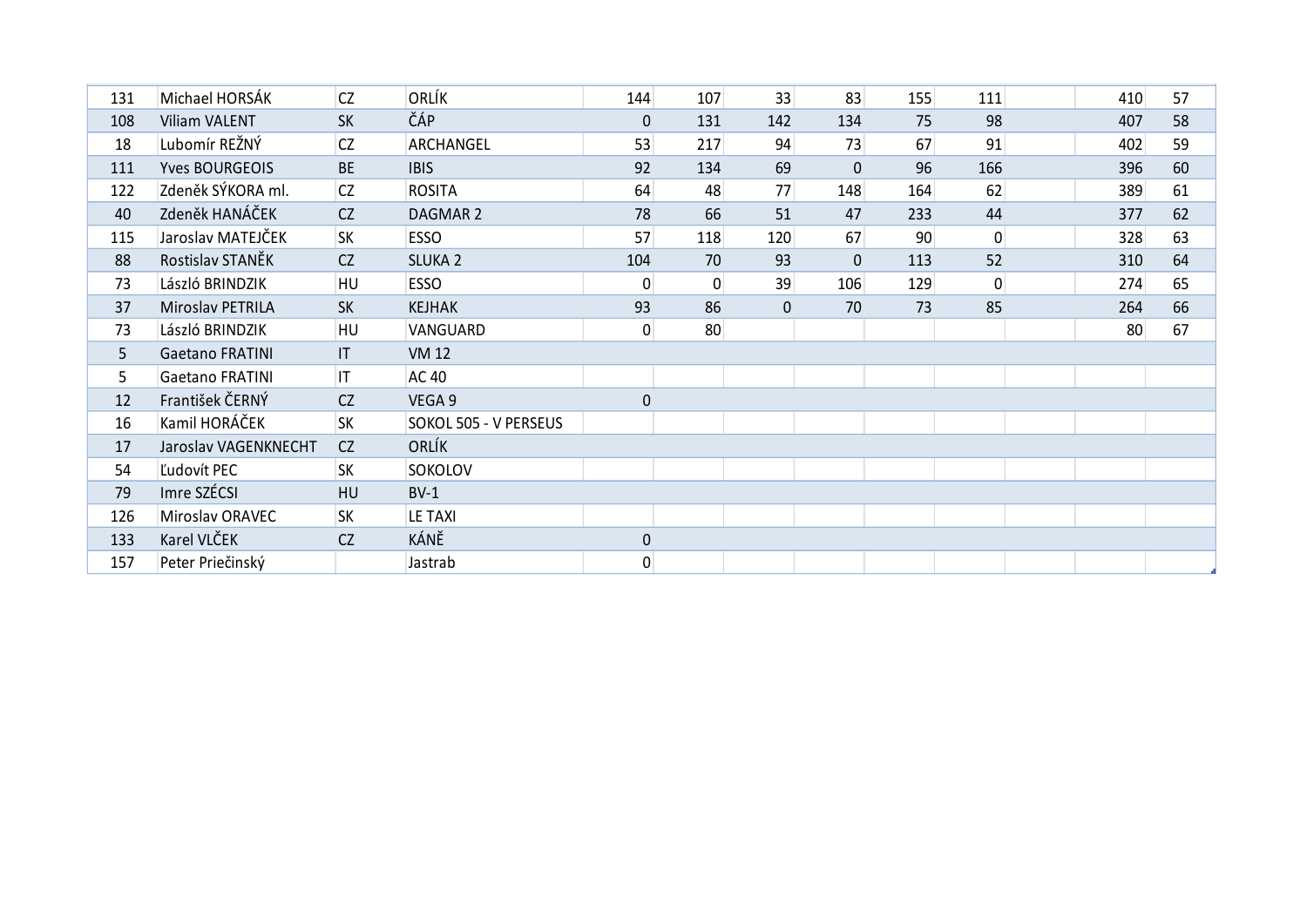| | | | | | | | | | | | | |
|---|---|---|---|---|---|---|---|---|---|---|---|---|
| 131 | Michael HORSÁK | CZ | ORLÍK | 144 | 107 | 33 | 83 | 155 | 111 | | 410 | 57 |
| 108 | Viliam VALENT | SK | ČÁP | 0 | 131 | 142 | 134 | 75 | 98 | | 407 | 58 |
| 18 | Lubomír REŽNÝ | CZ | ARCHANGEL | 53 | 217 | 94 | 73 | 67 | 91 | | 402 | 59 |
| 111 | Yves BOURGEOIS | BE | IBIS | 92 | 134 | 69 | 0 | 96 | 166 | | 396 | 60 |
| 122 | Zdeněk SÝKORA ml. | CZ | ROSITA | 64 | 48 | 77 | 148 | 164 | 62 | | 389 | 61 |
| 40 | Zdeněk HANÁČEK | CZ | DAGMAR 2 | 78 | 66 | 51 | 47 | 233 | 44 | | 377 | 62 |
| 115 | Jaroslav MATEJČEK | SK | ESSO | 57 | 118 | 120 | 67 | 90 | 0 | | 328 | 63 |
| 88 | Rostislav STANĚK | CZ | SLUKA 2 | 104 | 70 | 93 | 0 | 113 | 52 | | 310 | 64 |
| 73 | László BRINDZIK | HU | ESSO | 0 | 0 | 39 | 106 | 129 | 0 | | 274 | 65 |
| 37 | Miroslav PETRILA | SK | KEJHAK | 93 | 86 | 0 | 70 | 73 | 85 | | 264 | 66 |
| 73 | László BRINDZIK | HU | VANGUARD | 0 | 80 | | | | | | 80 | 67 |
| 5 | Gaetano FRATINI | IT | VM 12 | | | | | | | | | |
| 5 | Gaetano FRATINI | IT | AC 40 | | | | | | | | | |
| 12 | František ČERNÝ | CZ | VEGA 9 | 0 | | | | | | | | |
| 16 | Kamil HORÁČEK | SK | SOKOL 505 - V PERSEUS | | | | | | | | | |
| 17 | Jaroslav VAGENKNECHT | CZ | ORLÍK | | | | | | | | | |
| 54 | Ľudovít PEC | SK | SOKOLOV | | | | | | | | | |
| 79 | Imre SZÉCSI | HU | BV-1 | | | | | | | | | |
| 126 | Miroslav ORAVEC | SK | LE TAXI | | | | | | | | | |
| 133 | Karel VLČEK | CZ | KÁNĚ | 0 | | | | | | | | |
| 157 | Peter Priečinský | | Jastrab | 0 | | | | | | | | |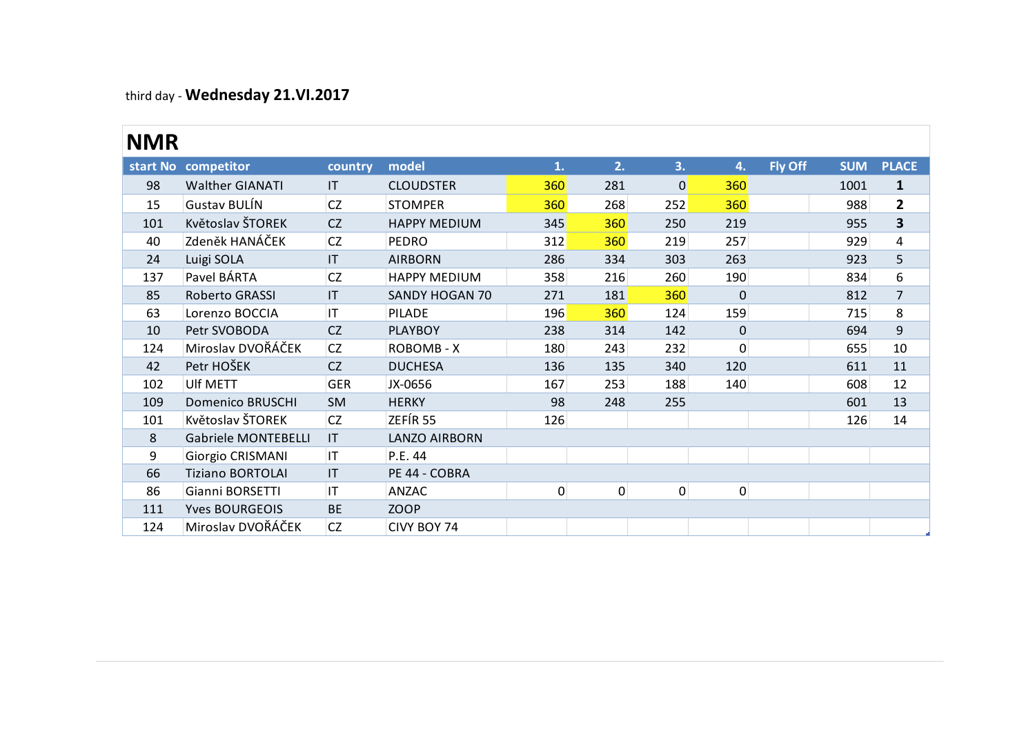third day - **Wednesday 21.VI.2017**

## NMR

| start No | competitor | country | model | 1. | 2. | 3. | 4. | Fly Off | SUM | PLACE |
|---|---|---|---|---|---|---|---|---|---|---|
| 98 | Walther GIANATI | IT | CLOUDSTER | 360 | 281 | 0 | 360 | | 1001 | **1** |
| 15 | Gustav BULÍN | CZ | STOMPER | 360 | 268 | 252 | 360 | | 988 | **2** |
| 101 | Květoslav ŠTOREK | CZ | HAPPY MEDIUM | 345 | 360 | 250 | 219 | | 955 | **3** |
| 40 | Zdeněk HANÁČEK | CZ | PEDRO | 312 | 360 | 219 | 257 | | 929 | 4 |
| 24 | Luigi SOLA | IT | AIRBORN | 286 | 334 | 303 | 263 | | 923 | 5 |
| 137 | Pavel BÁRTA | CZ | HAPPY MEDIUM | 358 | 216 | 260 | 190 | | 834 | 6 |
| 85 | Roberto GRASSI | IT | SANDY HOGAN 70 | 271 | 181 | 360 | 0 | | 812 | 7 |
| 63 | Lorenzo BOCCIA | IT | PILADE | 196 | 360 | 124 | 159 | | 715 | 8 |
| 10 | Petr SVOBODA | CZ | PLAYBOY | 238 | 314 | 142 | 0 | | 694 | 9 |
| 124 | Miroslav DVOŘÁČEK | CZ | ROBOMB - X | 180 | 243 | 232 | 0 | | 655 | 10 |
| 42 | Petr HOŠEK | CZ | DUCHESA | 136 | 135 | 340 | 120 | | 611 | 11 |
| 102 | Ulf METT | GER | JX-0656 | 167 | 253 | 188 | 140 | | 608 | 12 |
| 109 | Domenico BRUSCHI | SM | HERKY | 98 | 248 | 255 | | | 601 | 13 |
| 101 | Květoslav ŠTOREK | CZ | ZEFÍR 55 | 126 | | | | | 126 | 14 |
| 8 | Gabriele MONTEBELLI | IT | LANZO AIRBORN | | | | | | | |
| 9 | Giorgio CRISMANI | IT | P.E. 44 | | | | | | | |
| 66 | Tiziano BORTOLAI | IT | PE 44 - COBRA | | | | | | | |
| 86 | Gianni BORSETTI | IT | ANZAC | 0 | 0 | 0 | 0 | | | |
| 111 | Yves BOURGEOIS | BE | ZOOP | | | | | | | |
| 124 | Miroslav DVOŘÁČEK | CZ | CIVY BOY 74 | | | | | | | |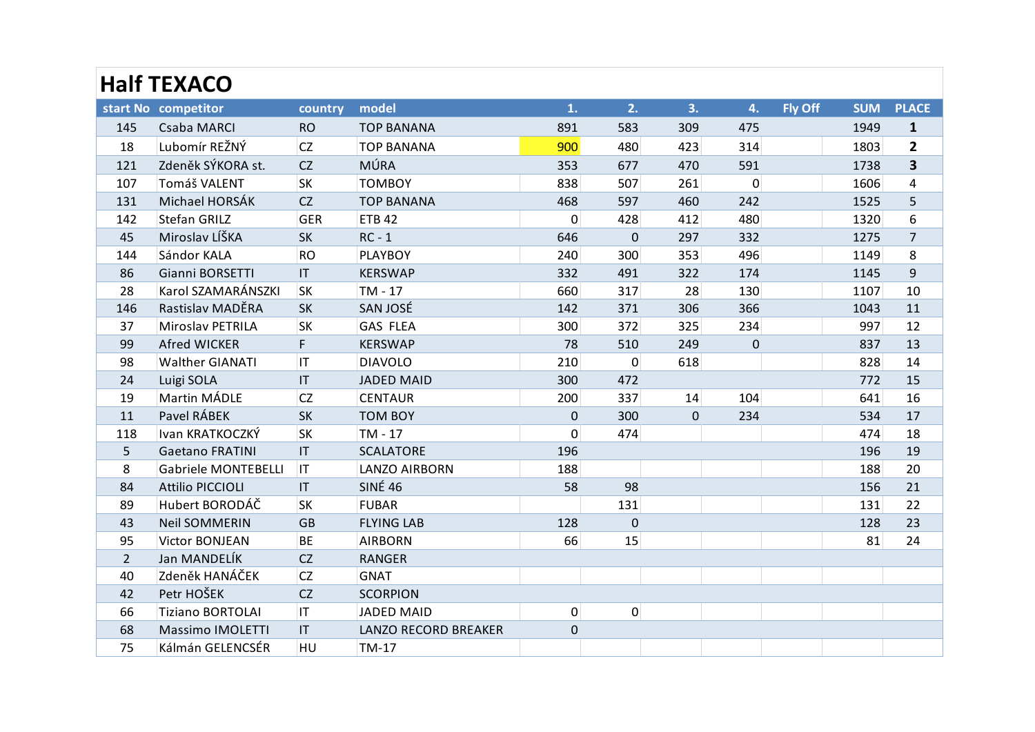# Half TEXACO

| start No | competitor | country | model | 1. | 2. | 3. | 4. | Fly Off | SUM | PLACE |
|---|---|---|---|---|---|---|---|---|---|---|
| 145 | Csaba MARCI | RO | TOP BANANA | 891 | 583 | 309 | 475 | | 1949 | **1** |
| 18 | Lubomír REŽNÝ | CZ | TOP BANANA | 900 | 480 | 423 | 314 | | 1803 | **2** |
| 121 | Zdeněk SÝKORA st. | CZ | MÚRA | 353 | 677 | 470 | 591 | | 1738 | **3** |
| 107 | Tomáš VALENT | SK | TOMBOY | 838 | 507 | 261 | 0 | | 1606 | 4 |
| 131 | Michael HORSÁK | CZ | TOP BANANA | 468 | 597 | 460 | 242 | | 1525 | 5 |
| 142 | Stefan GRILZ | GER | ETB 42 | 0 | 428 | 412 | 480 | | 1320 | 6 |
| 45 | Miroslav LÍŠKA | SK | RC - 1 | 646 | 0 | 297 | 332 | | 1275 | 7 |
| 144 | Sándor KALA | RO | PLAYBOY | 240 | 300 | 353 | 496 | | 1149 | 8 |
| 86 | Gianni BORSETTI | IT | KERSWAP | 332 | 491 | 322 | 174 | | 1145 | 9 |
| 28 | Karol SZAMARÁNSZKI | SK | TM - 17 | 660 | 317 | 28 | 130 | | 1107 | 10 |
| 146 | Rastislav MADĚRA | SK | SAN JOSÉ | 142 | 371 | 306 | 366 | | 1043 | 11 |
| 37 | Miroslav PETRILA | SK | GAS FLEA | 300 | 372 | 325 | 234 | | 997 | 12 |
| 99 | Afred WICKER | F | KERSWAP | 78 | 510 | 249 | 0 | | 837 | 13 |
| 98 | Walther GIANATI | IT | DIAVOLO | 210 | 0 | 618 | | | 828 | 14 |
| 24 | Luigi SOLA | IT | JADED MAID | 300 | 472 | | | | 772 | 15 |
| 19 | Martin MÁDLE | CZ | CENTAUR | 200 | 337 | 14 | 104 | | 641 | 16 |
| 11 | Pavel RÁBEK | SK | TOM BOY | 0 | 300 | 0 | 234 | | 534 | 17 |
| 118 | Ivan KRATKOCZKÝ | SK | TM - 17 | 0 | 474 | | | | 474 | 18 |
| 5 | Gaetano FRATINI | IT | SCALATORE | 196 | | | | | 196 | 19 |
| 8 | Gabriele MONTEBELLI | IT | LANZO AIRBORN | 188 | | | | | 188 | 20 |
| 84 | Attilio PICCIOLI | IT | SINÉ 46 | 58 | 98 | | | | 156 | 21 |
| 89 | Hubert BORODÁČ | SK | FUBAR | | 131 | | | | 131 | 22 |
| 43 | Neil SOMMERIN | GB | FLYING LAB | 128 | 0 | | | | 128 | 23 |
| 95 | Victor BONJEAN | BE | AIRBORN | 66 | 15 | | | | 81 | 24 |
| 2 | Jan MANDELÍK | CZ | RANGER | | | | | | | |
| 40 | Zdeněk HANÁČEK | CZ | GNAT | | | | | | | |
| 42 | Petr HOŠEK | CZ | SCORPION | | | | | | | |
| 66 | Tiziano BORTOLAI | IT | JADED MAID | 0 | 0 | | | | | |
| 68 | Massimo IMOLETTI | IT | LANZO RECORD BREAKER | 0 | | | | | | |
| 75 | Kálmán GELENCSÉR | HU | TM-17 | | | | | | | |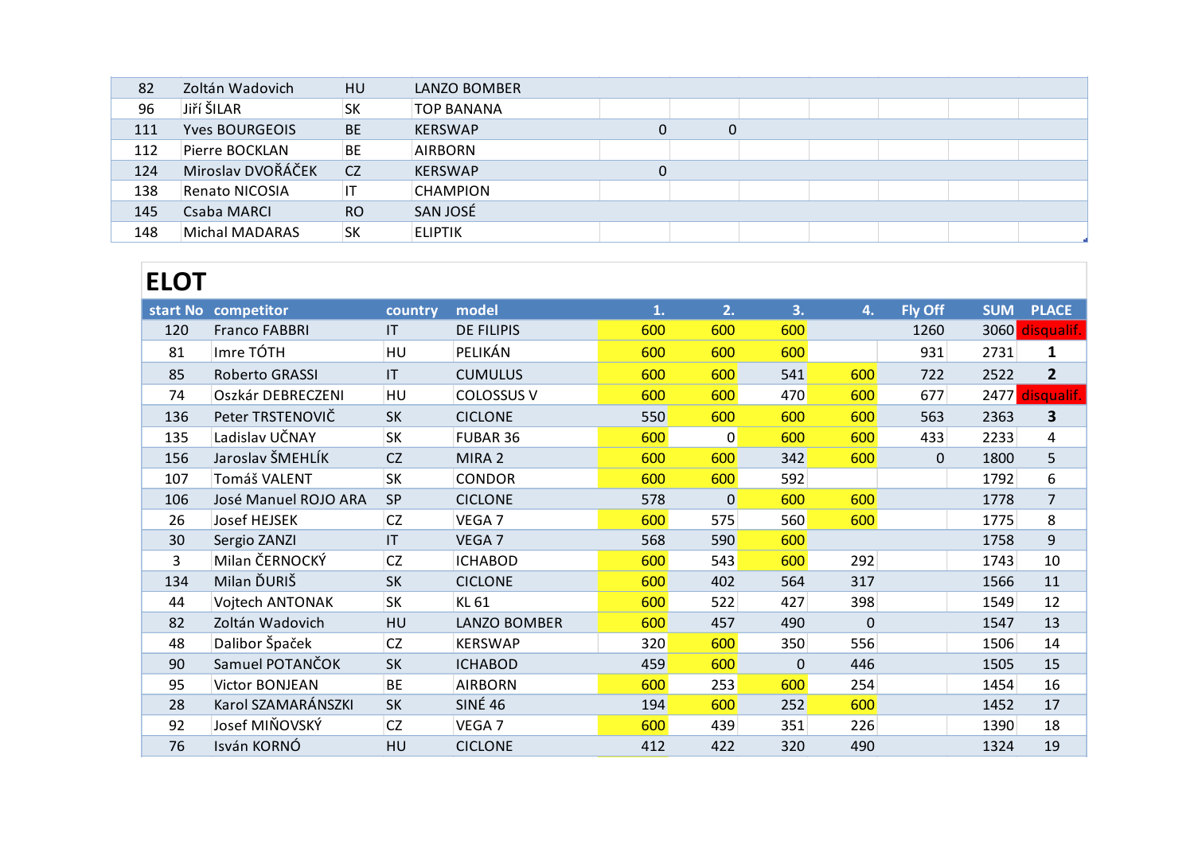| start No | competitor | country | model | 1. | 2. | 3. | 4. | Fly Off | SUM | PLACE |
|---|---|---|---|---|---|---|---|---|---|---|
| 82 | Zoltán Wadovich | HU | LANZO BOMBER | | | | | | | |
| 96 | Jiří ŠILAR | SK | TOP BANANA | | | | | | | |
| 111 | Yves BOURGEOIS | BE | KERSWAP | 0 | 0 | | | | | |
| 112 | Pierre BOCKLAN | BE | AIRBORN | | | | | | | |
| 124 | Miroslav DVOŘÁČEK | CZ | KERSWAP | 0 | | | | | | |
| 138 | Renato NICOSIA | IT | CHAMPION | | | | | | | |
| 145 | Csaba MARCI | RO | SAN JOSÉ | | | | | | | |
| 148 | Michal MADARAS | SK | ELIPTIK | | | | | | | |

# ELOT

| start No | competitor | country | model | 1. | 2. | 3. | 4. | Fly Off | SUM | PLACE |
|---|---|---|---|---|---|---|---|---|---|---|
| 120 | Franco FABBRI | IT | DE FILIPIS | 600 | 600 | 600 | | 1260 | 3060 | disqualif. |
| 81 | Imre TÓTH | HU | PELIKÁN | 600 | 600 | 600 | | 931 | 2731 | **1** |
| 85 | Roberto GRASSI | IT | CUMULUS | 600 | 600 | 541 | 600 | 722 | 2522 | **2** |
| 74 | Oszkár DEBRECZENI | HU | COLOSSUS V | 600 | 600 | 470 | 600 | 677 | 2477 | disqualif. |
| 136 | Peter TRSTENOVIČ | SK | CICLONE | 550 | 600 | 600 | 600 | 563 | 2363 | **3** |
| 135 | Ladislav UČNAY | SK | FUBAR 36 | 600 | 0 | 600 | 600 | 433 | 2233 | 4 |
| 156 | Jaroslav ŠMEHLÍK | CZ | MIRA 2 | 600 | 600 | 342 | 600 | 0 | 1800 | 5 |
| 107 | Tomáš VALENT | SK | CONDOR | 600 | 600 | 592 | | | 1792 | 6 |
| 106 | José Manuel ROJO ARA | SP | CICLONE | 578 | 0 | 600 | 600 | | 1778 | 7 |
| 26 | Josef HEJSEK | CZ | VEGA 7 | 600 | 575 | 560 | 600 | | 1775 | 8 |
| 30 | Sergio ZANZI | IT | VEGA 7 | 568 | 590 | 600 | | | 1758 | 9 |
| 3 | Milan ČERNOCKÝ | CZ | ICHABOD | 600 | 543 | 600 | 292 | | 1743 | 10 |
| 134 | Milan ĎURIŠ | SK | CICLONE | 600 | 402 | 564 | 317 | | 1566 | 11 |
| 44 | Vojtech ANTONAK | SK | KL 61 | 600 | 522 | 427 | 398 | | 1549 | 12 |
| 82 | Zoltán Wadovich | HU | LANZO BOMBER | 600 | 457 | 490 | 0 | | 1547 | 13 |
| 48 | Dalibor Špaček | CZ | KERSWAP | 320 | 600 | 350 | 556 | | 1506 | 14 |
| 90 | Samuel POTANČOK | SK | ICHABOD | 459 | 600 | 0 | 446 | | 1505 | 15 |
| 95 | Victor BONJEAN | BE | AIRBORN | 600 | 253 | 600 | 254 | | 1454 | 16 |
| 28 | Karol SZAMARÁNSZKI | SK | SINÉ 46 | 194 | 600 | 252 | 600 | | 1452 | 17 |
| 92 | Josef MIŇOVSKÝ | CZ | VEGA 7 | 600 | 439 | 351 | 226 | | 1390 | 18 |
| 76 | Isván KORNÓ | HU | CICLONE | 412 | 422 | 320 | 490 | | 1324 | 19 |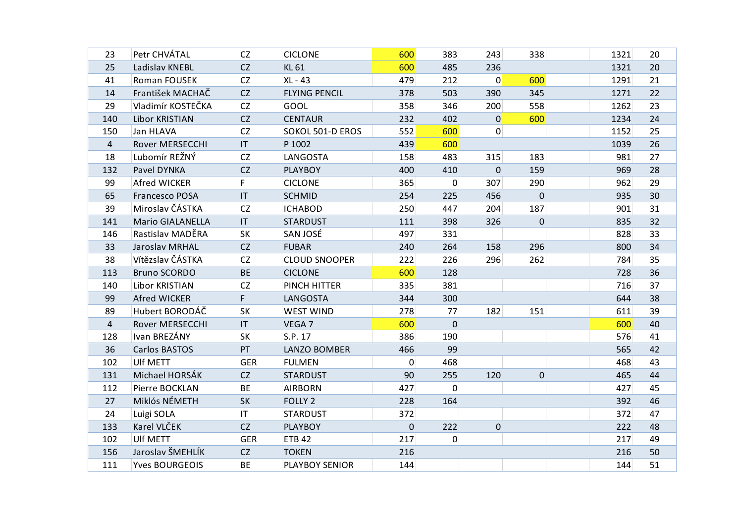| | | | | | | | | | | |
|---|---|---|---|---|---|---|---|---|---|---|
| 23 | Petr CHVÁTAL | CZ | CICLONE | 600 | 383 | 243 | 338 | | 1321 | 20 |
| 25 | Ladislav KNEBL | CZ | KL 61 | 600 | 485 | 236 | | | 1321 | 20 |
| 41 | Roman FOUSEK | CZ | XL - 43 | 479 | 212 | 0 | 600 | | 1291 | 21 |
| 14 | František MACHAČ | CZ | FLYING PENCIL | 378 | 503 | 390 | 345 | | 1271 | 22 |
| 29 | Vladimír KOSTEČKA | CZ | GOOL | 358 | 346 | 200 | 558 | | 1262 | 23 |
| 140 | Libor KRISTIAN | CZ | CENTAUR | 232 | 402 | 0 | 600 | | 1234 | 24 |
| 150 | Jan HLAVA | CZ | SOKOL 501-D EROS | 552 | 600 | 0 | | | 1152 | 25 |
| 4 | Rover MERSECCHI | IT | P 1002 | 439 | 600 | | | | 1039 | 26 |
| 18 | Lubomír REŽNÝ | CZ | LANGOSTA | 158 | 483 | 315 | 183 | | 981 | 27 |
| 132 | Pavel DYNKA | CZ | PLAYBOY | 400 | 410 | 0 | 159 | | 969 | 28 |
| 99 | Afred WICKER | F | CICLONE | 365 | 0 | 307 | 290 | | 962 | 29 |
| 65 | Francesco POSA | IT | SCHMID | 254 | 225 | 456 | 0 | | 935 | 30 |
| 39 | Miroslav ČÁSTKA | CZ | ICHABOD | 250 | 447 | 204 | 187 | | 901 | 31 |
| 141 | Mario GIALANELLA | IT | STARDUST | 111 | 398 | 326 | 0 | | 835 | 32 |
| 146 | Rastislav MADĚRA | SK | SAN JOSÉ | 497 | 331 | | | | 828 | 33 |
| 33 | Jaroslav MRHAL | CZ | FUBAR | 240 | 264 | 158 | 296 | | 800 | 34 |
| 38 | Vítězslav ČÁSTKA | CZ | CLOUD SNOOPER | 222 | 226 | 296 | 262 | | 784 | 35 |
| 113 | Bruno SCORDO | BE | CICLONE | 600 | 128 | | | | 728 | 36 |
| 140 | Libor KRISTIAN | CZ | PINCH HITTER | 335 | 381 | | | | 716 | 37 |
| 99 | Afred WICKER | F | LANGOSTA | 344 | 300 | | | | 644 | 38 |
| 89 | Hubert BORODÁČ | SK | WEST WIND | 278 | 77 | 182 | 151 | | 611 | 39 |
| 4 | Rover MERSECCHI | IT | VEGA 7 | 600 | 0 | | | | 600 | 40 |
| 128 | Ivan BREZÁNY | SK | S.P. 17 | 386 | 190 | | | | 576 | 41 |
| 36 | Carlos BASTOS | PT | LANZO BOMBER | 466 | 99 | | | | 565 | 42 |
| 102 | Ulf METT | GER | FULMEN | 0 | 468 | | | | 468 | 43 |
| 131 | Michael HORSÁK | CZ | STARDUST | 90 | 255 | 120 | 0 | | 465 | 44 |
| 112 | Pierre BOCKLAN | BE | AIRBORN | 427 | 0 | | | | 427 | 45 |
| 27 | Miklós NÉMETH | SK | FOLLY 2 | 228 | 164 | | | | 392 | 46 |
| 24 | Luigi SOLA | IT | STARDUST | 372 | | | | | 372 | 47 |
| 133 | Karel VLČEK | CZ | PLAYBOY | 0 | 222 | 0 | | | 222 | 48 |
| 102 | Ulf METT | GER | ETB 42 | 217 | 0 | | | | 217 | 49 |
| 156 | Jaroslav ŠMEHLÍK | CZ | TOKEN | 216 | | | | | 216 | 50 |
| 111 | Yves BOURGEOIS | BE | PLAYBOY SENIOR | 144 | | | | | 144 | 51 |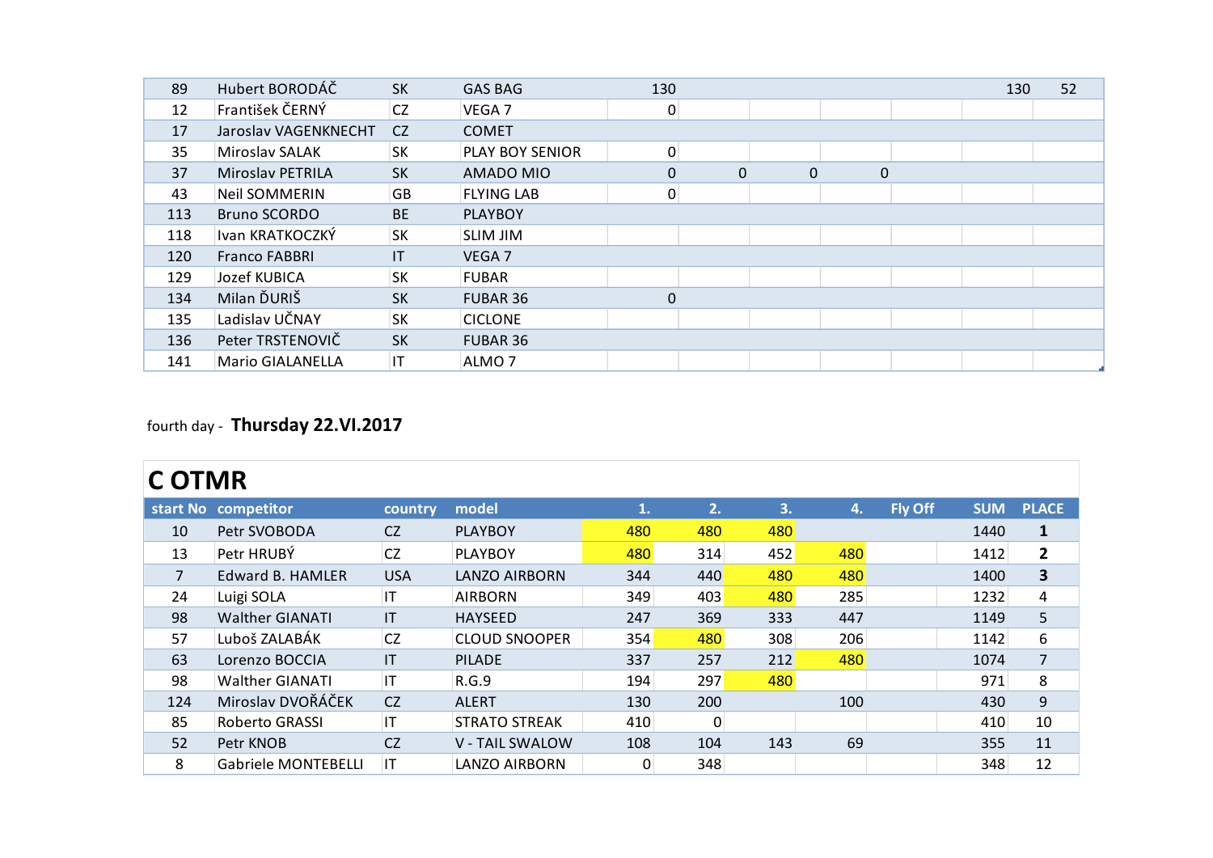| start No | competitor | country | model | 1. | 2. | 3. | 4. | Fly Off | SUM | PLACE |
|---|---|---|---|---|---|---|---|---|---|---|
| 89 | Hubert BORODÁČ | SK | GAS BAG | 130 | | | | | 130 | 52 |
| 12 | František ČERNÝ | CZ | VEGA 7 | 0 | | | | | | |
| 17 | Jaroslav VAGENKNECHT | CZ | COMET | | | | | | | |
| 35 | Miroslav SALAK | SK | PLAY BOY SENIOR | 0 | | | | | | |
| 37 | Miroslav PETRILA | SK | AMADO MIO | 0 | 0 | 0 | 0 | | | |
| 43 | Neil SOMMERIN | GB | FLYING LAB | 0 | | | | | | |
| 113 | Bruno SCORDO | BE | PLAYBOY | | | | | | | |
| 118 | Ivan KRATKOCZKÝ | SK | SLIM JIM | | | | | | | |
| 120 | Franco FABBRI | IT | VEGA 7 | | | | | | | |
| 129 | Jozef KUBICA | SK | FUBAR | | | | | | | |
| 134 | Milan ĎURIŠ | SK | FUBAR 36 | 0 | | | | | | |
| 135 | Ladislav UČNAY | SK | CICLONE | | | | | | | |
| 136 | Peter TRSTENOVIČ | SK | FUBAR 36 | | | | | | | |
| 141 | Mario GIALANELLA | IT | ALMO 7 | | | | | | | |

fourth day - **Thursday 22.VI.2017**

## C OTMR

| start No | competitor | country | model | 1. | 2. | 3. | 4. | Fly Off | SUM | PLACE |
|---|---|---|---|---|---|---|---|---|---|---|
| 10 | Petr SVOBODA | CZ | PLAYBOY | 480 | 480 | 480 | | | 1440 | **1** |
| 13 | Petr HRUBÝ | CZ | PLAYBOY | 480 | 314 | 452 | 480 | | 1412 | **2** |
| 7 | Edward B. HAMLER | USA | LANZO AIRBORN | 344 | 440 | 480 | 480 | | 1400 | **3** |
| 24 | Luigi SOLA | IT | AIRBORN | 349 | 403 | 480 | 285 | | 1232 | 4 |
| 98 | Walther GIANATI | IT | HAYSEED | 247 | 369 | 333 | 447 | | 1149 | 5 |
| 57 | Luboš ZALABÁK | CZ | CLOUD SNOOPER | 354 | 480 | 308 | 206 | | 1142 | 6 |
| 63 | Lorenzo BOCCIA | IT | PILADE | 337 | 257 | 212 | 480 | | 1074 | 7 |
| 98 | Walther GIANATI | IT | R.G.9 | 194 | 297 | 480 | | | 971 | 8 |
| 124 | Miroslav DVOŘÁČEK | CZ | ALERT | 130 | 200 | | 100 | | 430 | 9 |
| 85 | Roberto GRASSI | IT | STRATO STREAK | 410 | 0 | | | | 410 | 10 |
| 52 | Petr KNOB | CZ | V - TAIL SWALOW | 108 | 104 | 143 | 69 | | 355 | 11 |
| 8 | Gabriele MONTEBELLI | IT | LANZO AIRBORN | 0 | 348 | | | | 348 | 12 |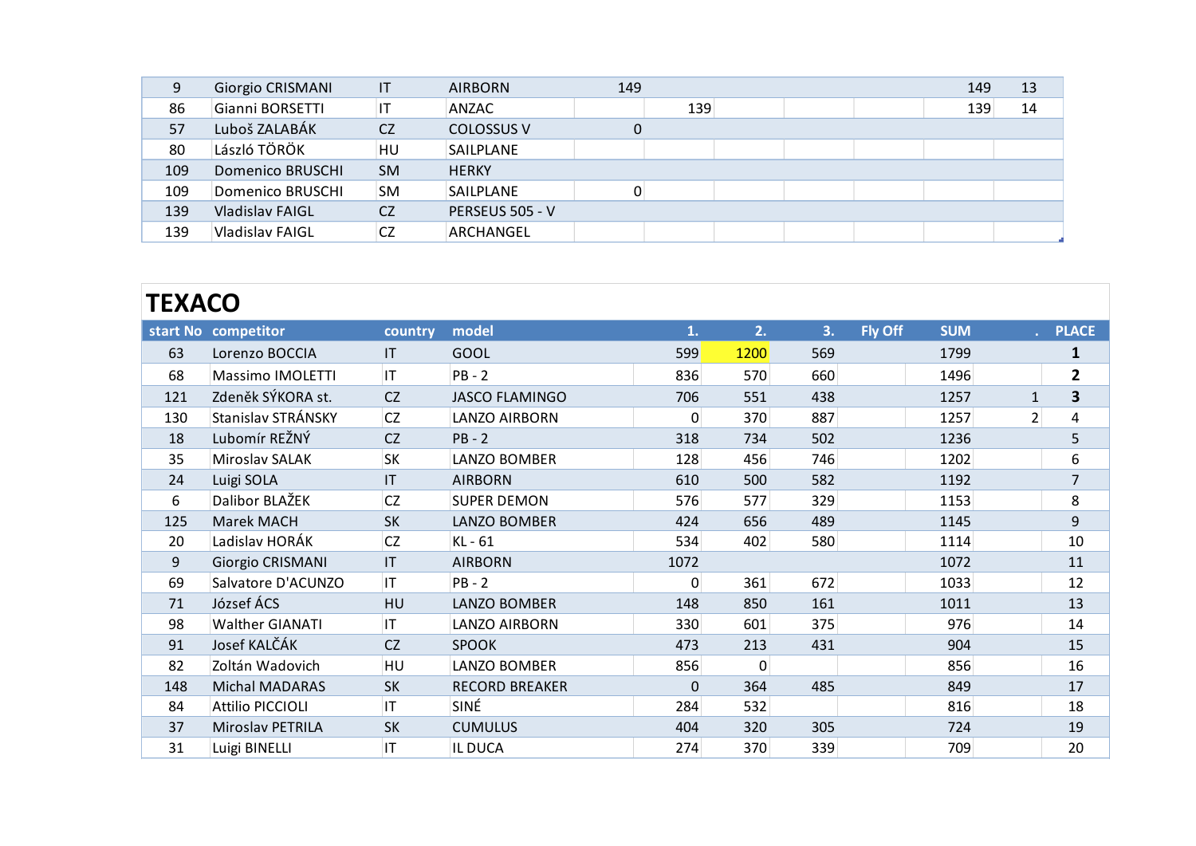| | | | | | | | | | | |
|---|---|---|---|---|---|---|---|---|---|---|
| 9 | Giorgio CRISMANI | IT | AIRBORN | 149 | | | | | 149 | 13 |
| 86 | Gianni BORSETTI | IT | ANZAC | | 139 | | | | 139 | 14 |
| 57 | Luboš ZALABÁK | CZ | COLOSSUS V | 0 | | | | | | |
| 80 | László TÖRÖK | HU | SAILPLANE | | | | | | | |
| 109 | Domenico BRUSCHI | SM | HERKY | | | | | | | |
| 109 | Domenico BRUSCHI | SM | SAILPLANE | 0 | | | | | | |
| 139 | Vladislav FAIGL | CZ | PERSEUS 505 - V | | | | | | | |
| 139 | Vladislav FAIGL | CZ | ARCHANGEL | | | | | | | |

## TEXACO

| start No | competitor | country | model | 1. | 2. | 3. | Fly Off | SUM | . | PLACE |
|---|---|---|---|---|---|---|---|---|---|---|
| 63 | Lorenzo BOCCIA | IT | GOOL | 599 | 1200 | 569 | | 1799 | | **1** |
| 68 | Massimo IMOLETTI | IT | PB - 2 | 836 | 570 | 660 | | 1496 | | **2** |
| 121 | Zdeněk SÝKORA st. | CZ | JASCO FLAMINGO | 706 | 551 | 438 | | 1257 | 1 | **3** |
| 130 | Stanislav STRÁNSKY | CZ | LANZO AIRBORN | 0 | 370 | 887 | | 1257 | 2 | 4 |
| 18 | Lubomír REŽNÝ | CZ | PB - 2 | 318 | 734 | 502 | | 1236 | | 5 |
| 35 | Miroslav SALAK | SK | LANZO BOMBER | 128 | 456 | 746 | | 1202 | | 6 |
| 24 | Luigi SOLA | IT | AIRBORN | 610 | 500 | 582 | | 1192 | | 7 |
| 6 | Dalibor BLAŽEK | CZ | SUPER DEMON | 576 | 577 | 329 | | 1153 | | 8 |
| 125 | Marek MACH | SK | LANZO BOMBER | 424 | 656 | 489 | | 1145 | | 9 |
| 20 | Ladislav HORÁK | CZ | KL - 61 | 534 | 402 | 580 | | 1114 | | 10 |
| 9 | Giorgio CRISMANI | IT | AIRBORN | 1072 | | | | 1072 | | 11 |
| 69 | Salvatore D'ACUNZO | IT | PB - 2 | 0 | 361 | 672 | | 1033 | | 12 |
| 71 | József ÁCS | HU | LANZO BOMBER | 148 | 850 | 161 | | 1011 | | 13 |
| 98 | Walther GIANATI | IT | LANZO AIRBORN | 330 | 601 | 375 | | 976 | | 14 |
| 91 | Josef KALČÁK | CZ | SPOOK | 473 | 213 | 431 | | 904 | | 15 |
| 82 | Zoltán Wadovich | HU | LANZO BOMBER | 856 | 0 | | | 856 | | 16 |
| 148 | Michal MADARAS | SK | RECORD BREAKER | 0 | 364 | 485 | | 849 | | 17 |
| 84 | Attilio PICCIOLI | IT | SINÉ | 284 | 532 | | | 816 | | 18 |
| 37 | Miroslav PETRILA | SK | CUMULUS | 404 | 320 | 305 | | 724 | | 19 |
| 31 | Luigi BINELLI | IT | IL DUCA | 274 | 370 | 339 | | 709 | | 20 |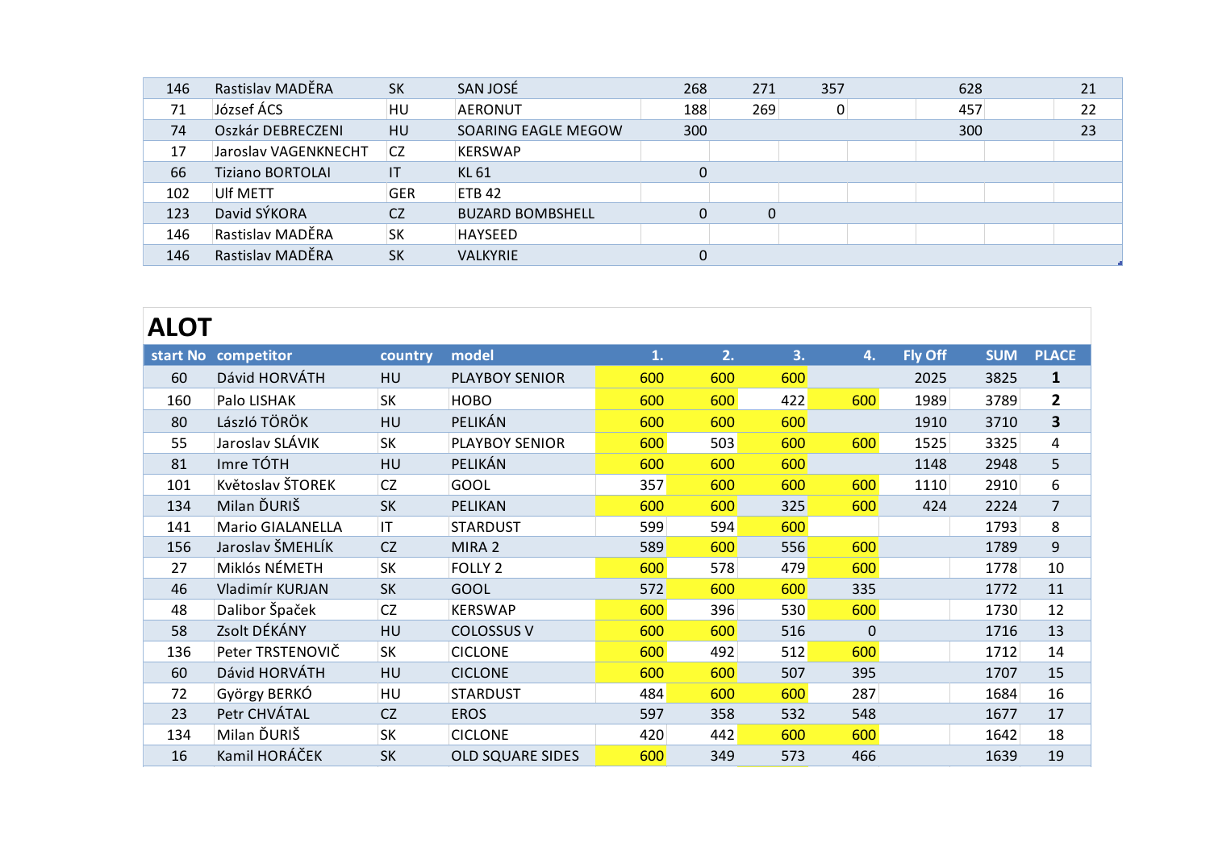| | | | | | | | | | | |
|---|---|---|---|---|---|---|---|---|---|---|
| 146 | Rastislav MADĚRA | SK | SAN JOSÉ | 268 | 271 | 357 | | 628 | | 21 |
| 71 | József ÁCS | HU | AERONUT | 188 | 269 | 0 | | 457 | | 22 |
| 74 | Oszkár DEBRECZENI | HU | SOARING EAGLE MEGOW | 300 | | | | 300 | | 23 |
| 17 | Jaroslav VAGENKNECHT | CZ | KERSWAP | | | | | | | |
| 66 | Tiziano BORTOLAI | IT | KL 61 | 0 | | | | | | |
| 102 | Ulf METT | GER | ETB 42 | | | | | | | |
| 123 | David SÝKORA | CZ | BUZARD BOMBSHELL | 0 | 0 | | | | | |
| 146 | Rastislav MADĚRA | SK | HAYSEED | | | | | | | |
| 146 | Rastislav MADĚRA | SK | VALKYRIE | 0 | | | | | | |

# ALOT

| start No | competitor | country | model | 1. | 2. | 3. | 4. | Fly Off | SUM | PLACE |
|---|---|---|---|---|---|---|---|---|---|---|
| 60 | Dávid HORVÁTH | HU | PLAYBOY SENIOR | 600 | 600 | 600 | | 2025 | 3825 | **1** |
| 160 | Palo LISHAK | SK | HOBO | 600 | 600 | 422 | 600 | 1989 | 3789 | **2** |
| 80 | László TÖRÖK | HU | PELIKÁN | 600 | 600 | 600 | | 1910 | 3710 | **3** |
| 55 | Jaroslav SLÁVIK | SK | PLAYBOY SENIOR | 600 | 503 | 600 | 600 | 1525 | 3325 | 4 |
| 81 | Imre TÓTH | HU | PELIKÁN | 600 | 600 | 600 | | 1148 | 2948 | 5 |
| 101 | Květoslav ŠTOREK | CZ | GOOL | 357 | 600 | 600 | 600 | 1110 | 2910 | 6 |
| 134 | Milan ĎURIŠ | SK | PELIKAN | 600 | 600 | 325 | 600 | 424 | 2224 | 7 |
| 141 | Mario GIALANELLA | IT | STARDUST | 599 | 594 | 600 | | | 1793 | 8 |
| 156 | Jaroslav ŠMEHLÍK | CZ | MIRA 2 | 589 | 600 | 556 | 600 | | 1789 | 9 |
| 27 | Miklós NÉMETH | SK | FOLLY 2 | 600 | 578 | 479 | 600 | | 1778 | 10 |
| 46 | Vladimír KURJAN | SK | GOOL | 572 | 600 | 600 | 335 | | 1772 | 11 |
| 48 | Dalibor Špaček | CZ | KERSWAP | 600 | 396 | 530 | 600 | | 1730 | 12 |
| 58 | Zsolt DÉKÁNY | HU | COLOSSUS V | 600 | 600 | 516 | 0 | | 1716 | 13 |
| 136 | Peter TRSTENOVIČ | SK | CICLONE | 600 | 492 | 512 | 600 | | 1712 | 14 |
| 60 | Dávid HORVÁTH | HU | CICLONE | 600 | 600 | 507 | 395 | | 1707 | 15 |
| 72 | György BERKÓ | HU | STARDUST | 484 | 600 | 600 | 287 | | 1684 | 16 |
| 23 | Petr CHVÁTAL | CZ | EROS | 597 | 358 | 532 | 548 | | 1677 | 17 |
| 134 | Milan ĎURIŠ | SK | CICLONE | 420 | 442 | 600 | 600 | | 1642 | 18 |
| 16 | Kamil HORÁČEK | SK | OLD SQUARE SIDES | 600 | 349 | 573 | 466 | | 1639 | 19 |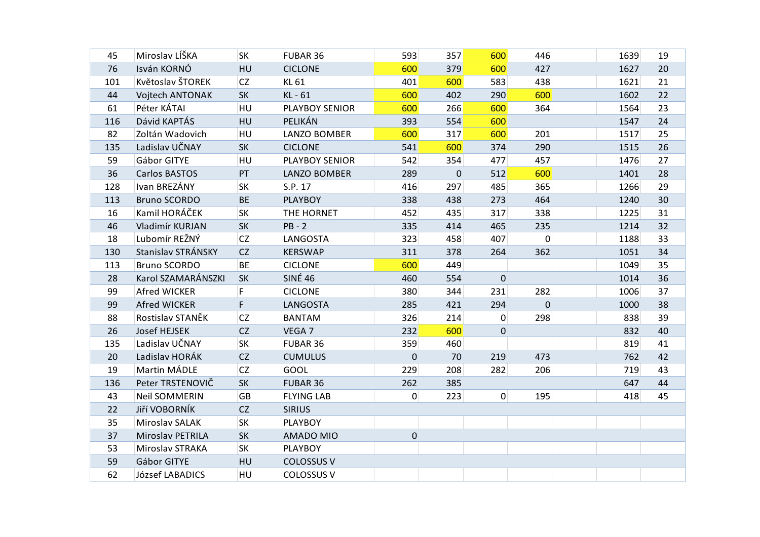| | | | | | | | | | | |
|---|---|---|---|---|---|---|---|---|---|---|
| 45 | Miroslav LÍŠKA | SK | FUBAR 36 | 593 | 357 | 600 | 446 | | 1639 | 19 |
| 76 | Isván KORNÓ | HU | CICLONE | 600 | 379 | 600 | 427 | | 1627 | 20 |
| 101 | Květoslav ŠTOREK | CZ | KL 61 | 401 | 600 | 583 | 438 | | 1621 | 21 |
| 44 | Vojtech ANTONAK | SK | KL - 61 | 600 | 402 | 290 | 600 | | 1602 | 22 |
| 61 | Péter KÁTAI | HU | PLAYBOY SENIOR | 600 | 266 | 600 | 364 | | 1564 | 23 |
| 116 | Dávid KAPTÁS | HU | PELIKÁN | 393 | 554 | 600 | | | 1547 | 24 |
| 82 | Zoltán Wadovich | HU | LANZO BOMBER | 600 | 317 | 600 | 201 | | 1517 | 25 |
| 135 | Ladislav UČNAY | SK | CICLONE | 541 | 600 | 374 | 290 | | 1515 | 26 |
| 59 | Gábor GITYE | HU | PLAYBOY SENIOR | 542 | 354 | 477 | 457 | | 1476 | 27 |
| 36 | Carlos BASTOS | PT | LANZO BOMBER | 289 | 0 | 512 | 600 | | 1401 | 28 |
| 128 | Ivan BREZÁNY | SK | S.P. 17 | 416 | 297 | 485 | 365 | | 1266 | 29 |
| 113 | Bruno SCORDO | BE | PLAYBOY | 338 | 438 | 273 | 464 | | 1240 | 30 |
| 16 | Kamil HORÁČEK | SK | THE HORNET | 452 | 435 | 317 | 338 | | 1225 | 31 |
| 46 | Vladimír KURJAN | SK | PB - 2 | 335 | 414 | 465 | 235 | | 1214 | 32 |
| 18 | Lubomír REŽNÝ | CZ | LANGOSTA | 323 | 458 | 407 | 0 | | 1188 | 33 |
| 130 | Stanislav STRÁNSKY | CZ | KERSWAP | 311 | 378 | 264 | 362 | | 1051 | 34 |
| 113 | Bruno SCORDO | BE | CICLONE | 600 | 449 | | | | 1049 | 35 |
| 28 | Karol SZAMARÁNSZKI | SK | SINÉ 46 | 460 | 554 | 0 | | | 1014 | 36 |
| 99 | Afred WICKER | F | CICLONE | 380 | 344 | 231 | 282 | | 1006 | 37 |
| 99 | Afred WICKER | F | LANGOSTA | 285 | 421 | 294 | 0 | | 1000 | 38 |
| 88 | Rostislav STANĚK | CZ | BANTAM | 326 | 214 | 0 | 298 | | 838 | 39 |
| 26 | Josef HEJSEK | CZ | VEGA 7 | 232 | 600 | 0 | | | 832 | 40 |
| 135 | Ladislav UČNAY | SK | FUBAR 36 | 359 | 460 | | | | 819 | 41 |
| 20 | Ladislav HORÁK | CZ | CUMULUS | 0 | 70 | 219 | 473 | | 762 | 42 |
| 19 | Martin MÁDLE | CZ | GOOL | 229 | 208 | 282 | 206 | | 719 | 43 |
| 136 | Peter TRSTENOVIČ | SK | FUBAR 36 | 262 | 385 | | | | 647 | 44 |
| 43 | Neil SOMMERIN | GB | FLYING LAB | 0 | 223 | 0 | 195 | | 418 | 45 |
| 22 | Jiří VOBORNÍK | CZ | SIRIUS | | | | | | | |
| 35 | Miroslav SALAK | SK | PLAYBOY | | | | | | | |
| 37 | Miroslav PETRILA | SK | AMADO MIO | 0 | | | | | | |
| 53 | Miroslav STRAKA | SK | PLAYBOY | | | | | | | |
| 59 | Gábor GITYE | HU | COLOSSUS V | | | | | | | |
| 62 | József LABADICS | HU | COLOSSUS V | | | | | | | |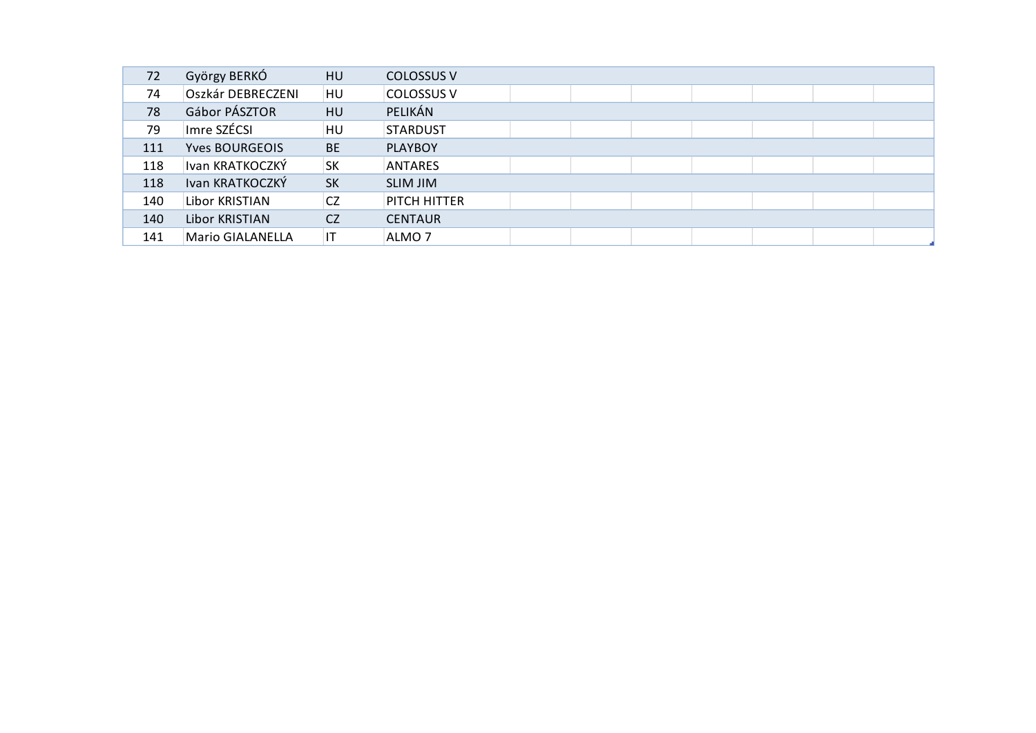| | | | | | | | | | | |
|---|---|---|---|---|---|---|---|---|---|---|
| 72 | György BERKÓ | HU | COLOSSUS V | | | | | | | |
| 74 | Oszkár DEBRECZENI | HU | COLOSSUS V | | | | | | | |
| 78 | Gábor PÁSZTOR | HU | PELIKÁN | | | | | | | |
| 79 | Imre SZÉCSI | HU | STARDUST | | | | | | | |
| 111 | Yves BOURGEOIS | BE | PLAYBOY | | | | | | | |
| 118 | Ivan KRATKOCZKÝ | SK | ANTARES | | | | | | | |
| 118 | Ivan KRATKOCZKÝ | SK | SLIM JIM | | | | | | | |
| 140 | Libor KRISTIAN | CZ | PITCH HITTER | | | | | | | |
| 140 | Libor KRISTIAN | CZ | CENTAUR | | | | | | | |
| 141 | Mario GIALANELLA | IT | ALMO 7 | | | | | | | |